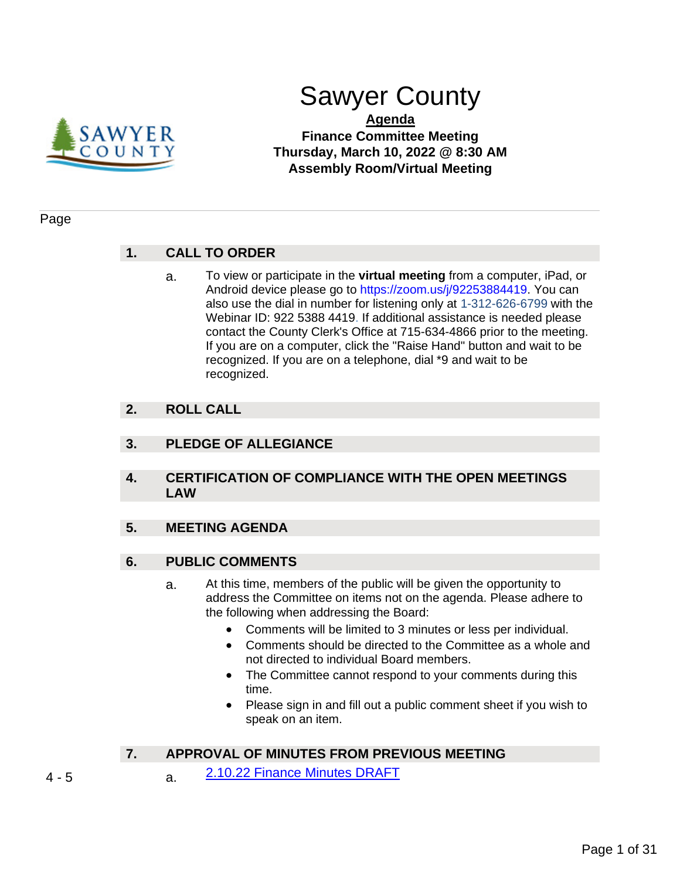# Sawyer County

**Agenda**

**Finance Committee Meeting**
**Thursday, March 10, 2022 @ 8:30 AM**
**Assembly Room/Virtual Meeting**

Page

## 1. CALL TO ORDER

a. To view or participate in the **virtual meeting** from a computer, iPad, or Android device please go to https://zoom.us/j/92253884419. You can also use the dial in number for listening only at 1-312-626-6799 with the Webinar ID: 922 5388 4419. If additional assistance is needed please contact the County Clerk's Office at 715-634-4866 prior to the meeting. If you are on a computer, click the "Raise Hand" button and wait to be recognized. If you are on a telephone, dial *9 and wait to be recognized.

## 2. ROLL CALL

## 3. PLEDGE OF ALLEGIANCE

## 4. CERTIFICATION OF COMPLIANCE WITH THE OPEN MEETINGS LAW

## 5. MEETING AGENDA

## 6. PUBLIC COMMENTS

a. At this time, members of the public will be given the opportunity to address the Committee on items not on the agenda. Please adhere to the following when addressing the Board:

- Comments will be limited to 3 minutes or less per individual.
- Comments should be directed to the Committee as a whole and not directed to individual Board members.
- The Committee cannot respond to your comments during this time.
- Please sign in and fill out a public comment sheet if you wish to speak on an item.

## 7. APPROVAL OF MINUTES FROM PREVIOUS MEETING

4 - 5 a. 2.10.22 Finance Minutes DRAFT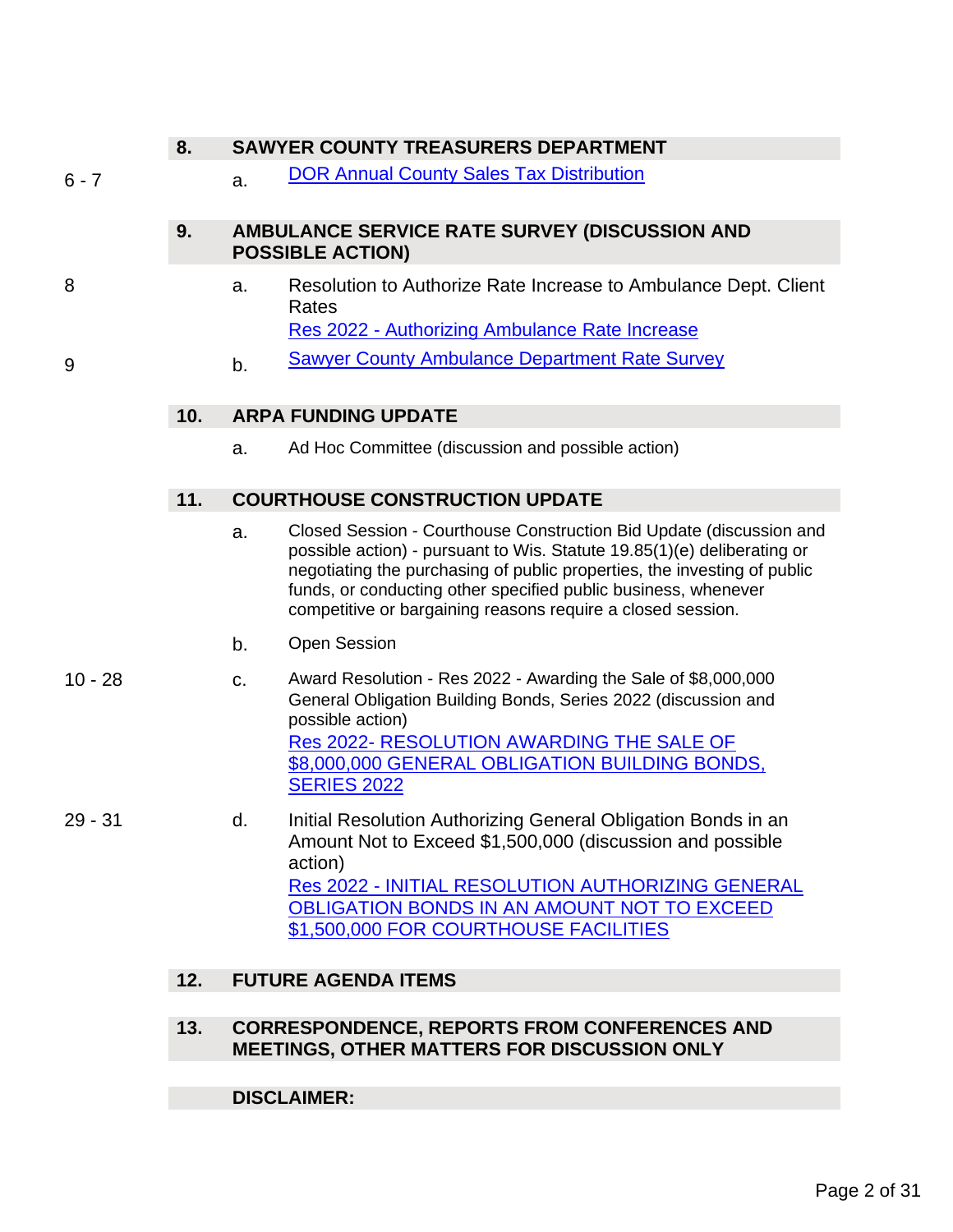## 8. SAWYER COUNTY TREASURERS DEPARTMENT

6 - 7 a. DOR Annual County Sales Tax Distribution

## 9. AMBULANCE SERVICE RATE SURVEY (DISCUSSION AND POSSIBLE ACTION)

8 a. Resolution to Authorize Rate Increase to Ambulance Dept. Client Rates
Res 2022 - Authorizing Ambulance Rate Increase

9 b. Sawyer County Ambulance Department Rate Survey

## 10. ARPA FUNDING UPDATE

a. Ad Hoc Committee (discussion and possible action)

## 11. COURTHOUSE CONSTRUCTION UPDATE

a. Closed Session - Courthouse Construction Bid Update (discussion and possible action) - pursuant to Wis. Statute 19.85(1)(e) deliberating or negotiating the purchasing of public properties, the investing of public funds, or conducting other specified public business, whenever competitive or bargaining reasons require a closed session.

b. Open Session

10 - 28 c. Award Resolution - Res 2022 - Awarding the Sale of $8,000,000 General Obligation Building Bonds, Series 2022 (discussion and possible action)
Res 2022- RESOLUTION AWARDING THE SALE OF $8,000,000 GENERAL OBLIGATION BUILDING BONDS, SERIES 2022

29 - 31 d. Initial Resolution Authorizing General Obligation Bonds in an Amount Not to Exceed $1,500,000 (discussion and possible action)
Res 2022 - INITIAL RESOLUTION AUTHORIZING GENERAL OBLIGATION BONDS IN AN AMOUNT NOT TO EXCEED $1,500,000 FOR COURTHOUSE FACILITIES

## 12. FUTURE AGENDA ITEMS

## 13. CORRESPONDENCE, REPORTS FROM CONFERENCES AND MEETINGS, OTHER MATTERS FOR DISCUSSION ONLY

## DISCLAIMER: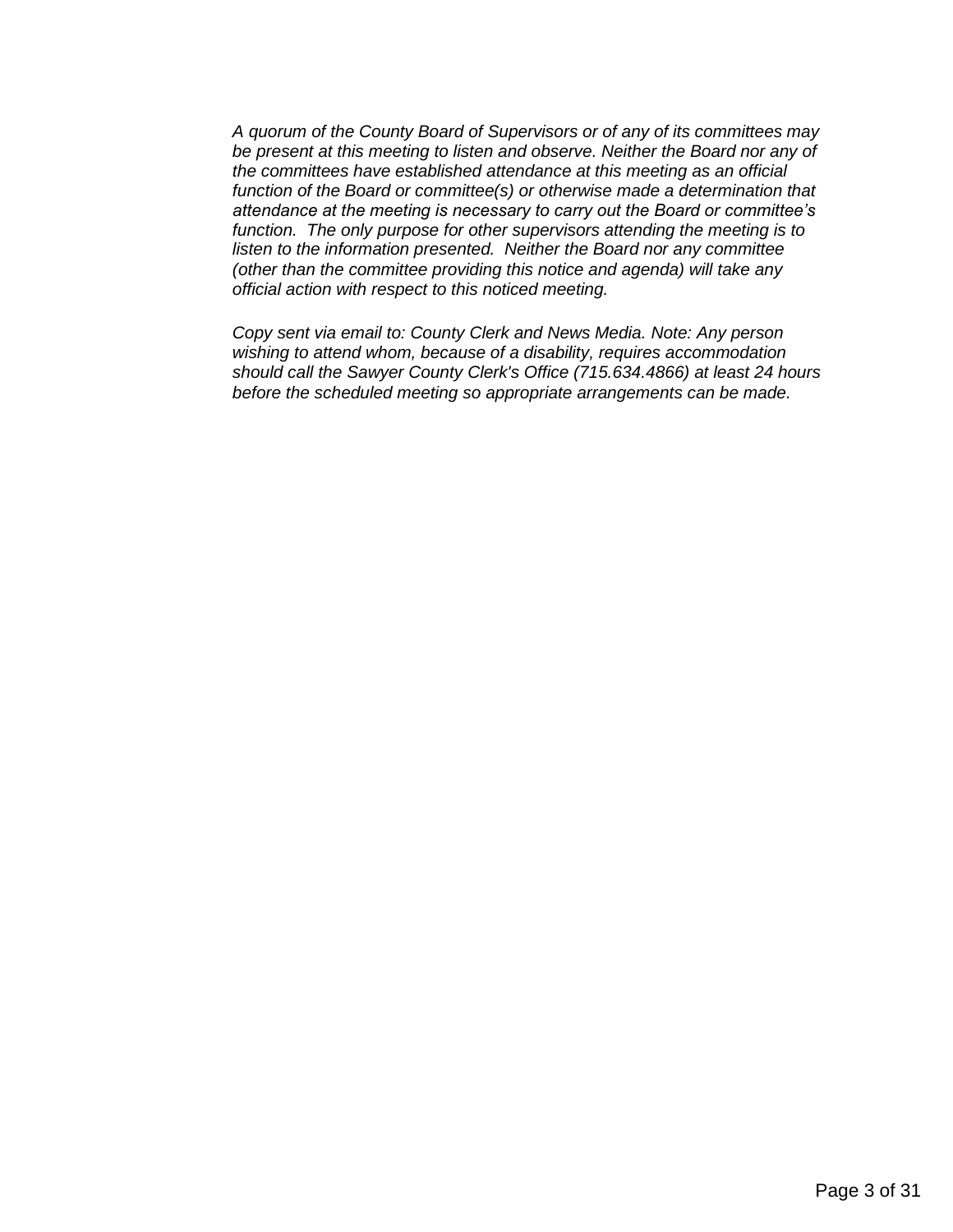*A quorum of the County Board of Supervisors or of any of its committees may be present at this meeting to listen and observe. Neither the Board nor any of the committees have established attendance at this meeting as an official function of the Board or committee(s) or otherwise made a determination that attendance at the meeting is necessary to carry out the Board or committee's function. The only purpose for other supervisors attending the meeting is to listen to the information presented. Neither the Board nor any committee (other than the committee providing this notice and agenda) will take any official action with respect to this noticed meeting.*

*Copy sent via email to: County Clerk and News Media. Note: Any person wishing to attend whom, because of a disability, requires accommodation should call the Sawyer County Clerk's Office (715.634.4866) at least 24 hours before the scheduled meeting so appropriate arrangements can be made.*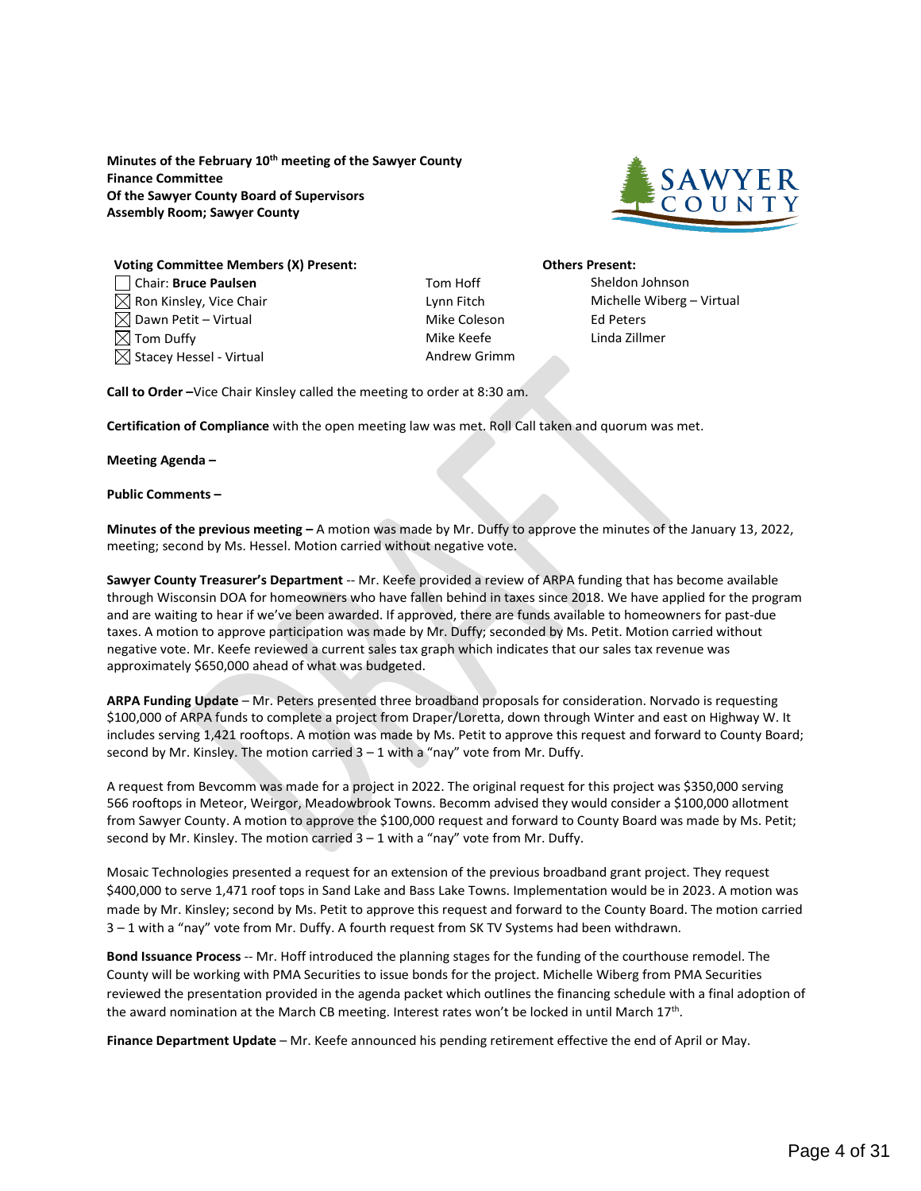**Minutes of the February 10th meeting of the Sawyer County Finance Committee Of the Sawyer County Board of Supervisors Assembly Room; Sawyer County**

**Voting Committee Members (X) Present:**

- ☐ Chair: **Bruce Paulsen**
- ☒ Ron Kinsley, Vice Chair
- ☒ Dawn Petit – Virtual
- ☒ Tom Duffy
- ☒ Stacey Hessel - Virtual

Tom Hoff
Lynn Fitch
Mike Coleson
Mike Keefe
Andrew Grimm

**Others Present:**

Sheldon Johnson
Michelle Wiberg – Virtual
Ed Peters
Linda Zillmer

**Call to Order –**Vice Chair Kinsley called the meeting to order at 8:30 am.

**Certification of Compliance** with the open meeting law was met. Roll Call taken and quorum was met.

**Meeting Agenda –**

**Public Comments –**

**Minutes of the previous meeting –** A motion was made by Mr. Duffy to approve the minutes of the January 13, 2022, meeting; second by Ms. Hessel. Motion carried without negative vote.

**Sawyer County Treasurer's Department** -- Mr. Keefe provided a review of ARPA funding that has become available through Wisconsin DOA for homeowners who have fallen behind in taxes since 2018. We have applied for the program and are waiting to hear if we've been awarded. If approved, there are funds available to homeowners for past-due taxes. A motion to approve participation was made by Mr. Duffy; seconded by Ms. Petit. Motion carried without negative vote. Mr. Keefe reviewed a current sales tax graph which indicates that our sales tax revenue was approximately $650,000 ahead of what was budgeted.

**ARPA Funding Update** – Mr. Peters presented three broadband proposals for consideration. Norvado is requesting $100,000 of ARPA funds to complete a project from Draper/Loretta, down through Winter and east on Highway W. It includes serving 1,421 rooftops. A motion was made by Ms. Petit to approve this request and forward to County Board; second by Mr. Kinsley. The motion carried 3 – 1 with a "nay" vote from Mr. Duffy.

A request from Bevcomm was made for a project in 2022. The original request for this project was $350,000 serving 566 rooftops in Meteor, Weirgor, Meadowbrook Towns. Becomm advised they would consider a $100,000 allotment from Sawyer County. A motion to approve the $100,000 request and forward to County Board was made by Ms. Petit; second by Mr. Kinsley. The motion carried 3 – 1 with a "nay" vote from Mr. Duffy.

Mosaic Technologies presented a request for an extension of the previous broadband grant project. They request $400,000 to serve 1,471 roof tops in Sand Lake and Bass Lake Towns. Implementation would be in 2023. A motion was made by Mr. Kinsley; second by Ms. Petit to approve this request and forward to the County Board. The motion carried 3 – 1 with a "nay" vote from Mr. Duffy. A fourth request from SK TV Systems had been withdrawn.

**Bond Issuance Process** -- Mr. Hoff introduced the planning stages for the funding of the courthouse remodel. The County will be working with PMA Securities to issue bonds for the project. Michelle Wiberg from PMA Securities reviewed the presentation provided in the agenda packet which outlines the financing schedule with a final adoption of the award nomination at the March CB meeting. Interest rates won't be locked in until March 17th.

**Finance Department Update** – Mr. Keefe announced his pending retirement effective the end of April or May.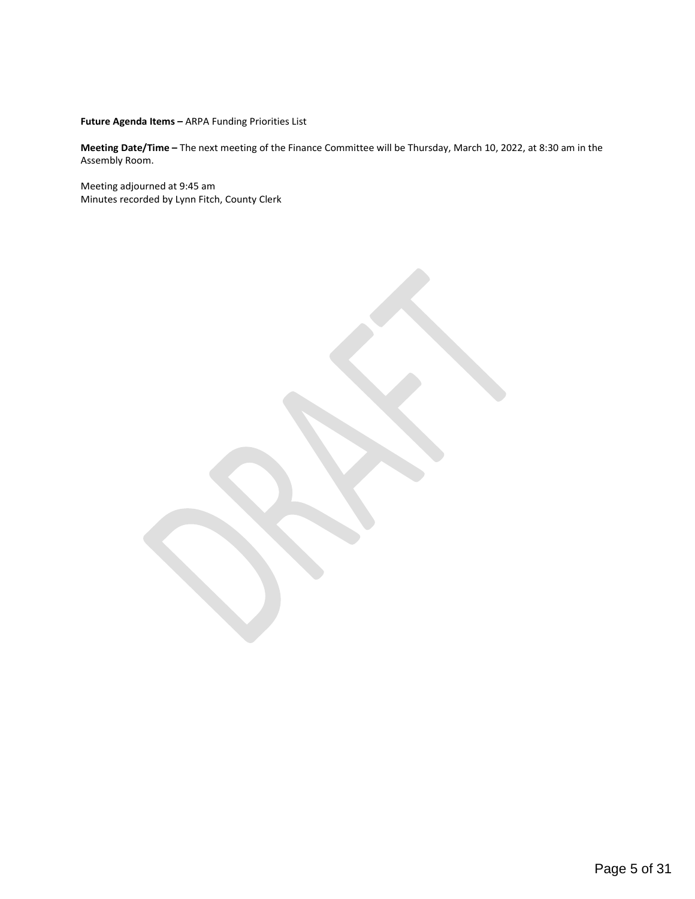**Future Agenda Items –** ARPA Funding Priorities List

**Meeting Date/Time –** The next meeting of the Finance Committee will be Thursday, March 10, 2022, at 8:30 am in the Assembly Room.

Meeting adjourned at 9:45 am
Minutes recorded by Lynn Fitch, County Clerk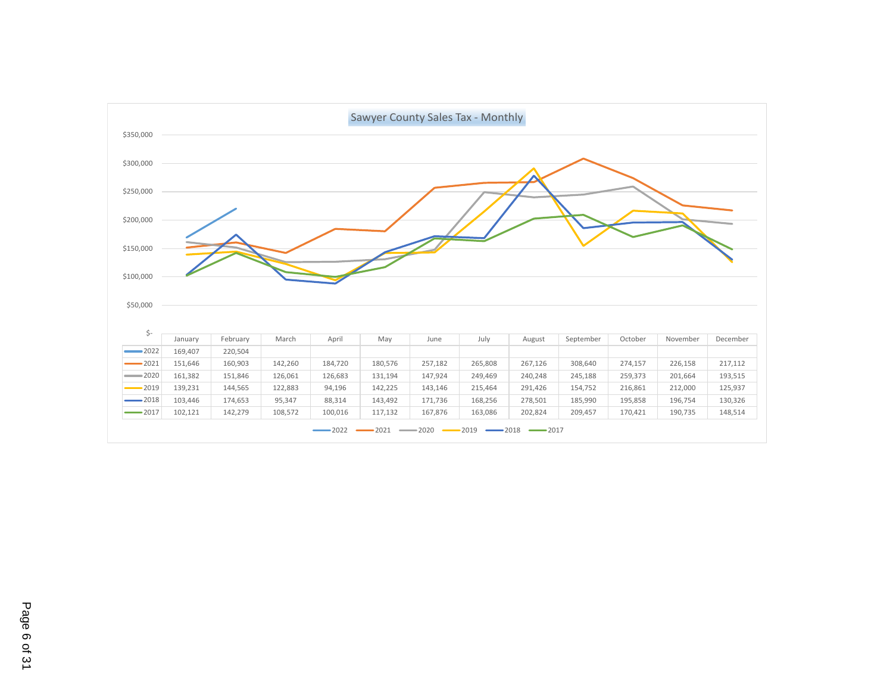## Sawyer County Sales Tax - Monthly

| | January | February | March | April | May | June | July | August | September | October | November | December |
|---|---|---|---|---|---|---|---|---|---|---|---|---|
| 2022 | 169,407 | 220,504 | | | | | | | | | | |
| 2021 | 151,646 | 160,903 | 142,260 | 184,720 | 180,576 | 257,182 | 265,808 | 267,126 | 308,640 | 274,157 | 226,158 | 217,112 |
| 2020 | 161,382 | 151,846 | 126,061 | 126,683 | 131,194 | 147,924 | 249,469 | 240,248 | 245,188 | 259,373 | 201,664 | 193,515 |
| 2019 | 139,231 | 144,565 | 122,883 | 94,196 | 142,225 | 143,146 | 215,464 | 291,426 | 154,752 | 216,861 | 212,000 | 125,937 |
| 2018 | 103,446 | 174,653 | 95,347 | 88,314 | 143,492 | 171,736 | 168,256 | 278,501 | 185,990 | 195,858 | 196,754 | 130,326 |
| 2017 | 102,121 | 142,279 | 108,572 | 100,016 | 117,132 | 167,876 | 163,086 | 202,824 | 209,457 | 170,421 | 190,735 | 148,514 |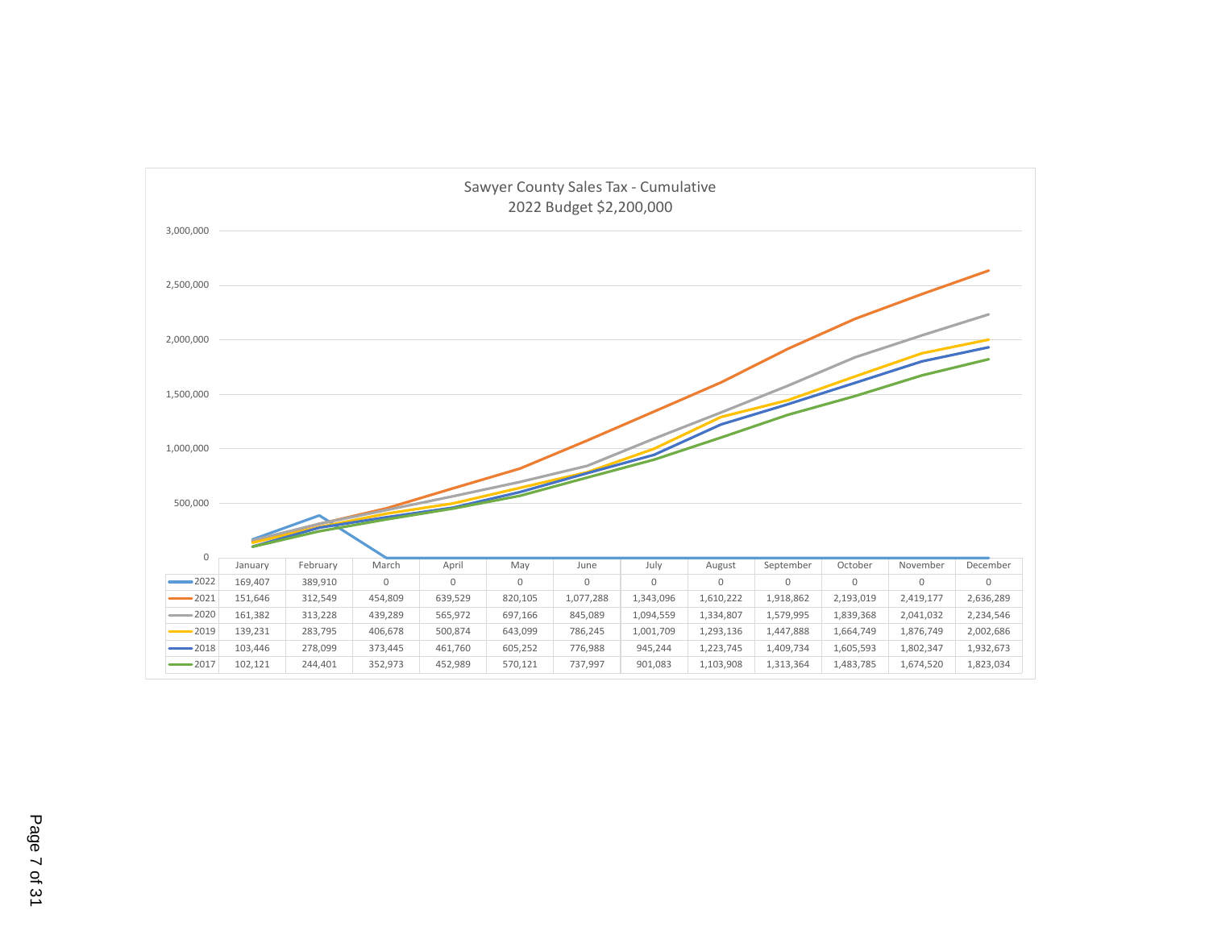# Sawyer County Sales Tax - Cumulative

## 2022 Budget $2,200,000

| | January | February | March | April | May | June | July | August | September | October | November | December |
|---|---|---|---|---|---|---|---|---|---|---|---|---|
| 2022 | 169,407 | 389,910 | 0 | 0 | 0 | 0 | 0 | 0 | 0 | 0 | 0 | 0 |
| 2021 | 151,646 | 312,549 | 454,809 | 639,529 | 820,105 | 1,077,288 | 1,343,096 | 1,610,222 | 1,918,862 | 2,193,019 | 2,419,177 | 2,636,289 |
| 2020 | 161,382 | 313,228 | 439,289 | 565,972 | 697,166 | 845,089 | 1,094,559 | 1,334,807 | 1,579,995 | 1,839,368 | 2,041,032 | 2,234,546 |
| 2019 | 139,231 | 283,795 | 406,678 | 500,874 | 643,099 | 786,245 | 1,001,709 | 1,293,136 | 1,447,888 | 1,664,749 | 1,876,749 | 2,002,686 |
| 2018 | 103,446 | 278,099 | 373,445 | 461,760 | 605,252 | 776,988 | 945,244 | 1,223,745 | 1,409,734 | 1,605,593 | 1,802,347 | 1,932,673 |
| 2017 | 102,121 | 244,401 | 352,973 | 452,989 | 570,121 | 737,997 | 901,083 | 1,103,908 | 1,313,364 | 1,483,785 | 1,674,520 | 1,823,034 |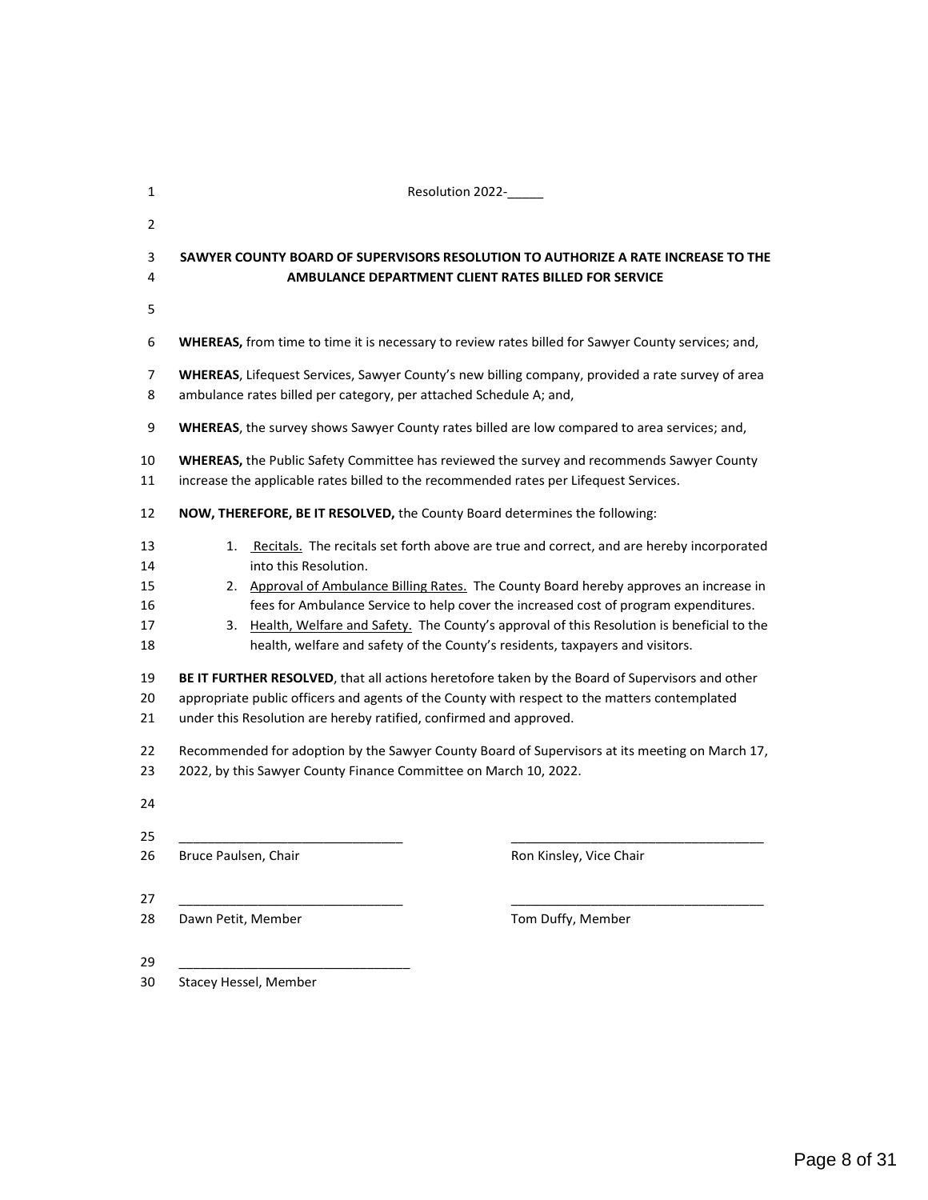Resolution 2022-_____

**SAWYER COUNTY BOARD OF SUPERVISORS RESOLUTION TO AUTHORIZE A RATE INCREASE TO THE AMBULANCE DEPARTMENT CLIENT RATES BILLED FOR SERVICE**

**WHEREAS,** from time to time it is necessary to review rates billed for Sawyer County services; and,

**WHEREAS**, Lifequest Services, Sawyer County's new billing company, provided a rate survey of area ambulance rates billed per category, per attached Schedule A; and,

**WHEREAS**, the survey shows Sawyer County rates billed are low compared to area services; and,

**WHEREAS,** the Public Safety Committee has reviewed the survey and recommends Sawyer County increase the applicable rates billed to the recommended rates per Lifequest Services.

**NOW, THEREFORE, BE IT RESOLVED,** the County Board determines the following:

1. Recitals. The recitals set forth above are true and correct, and are hereby incorporated into this Resolution.
2. Approval of Ambulance Billing Rates. The County Board hereby approves an increase in fees for Ambulance Service to help cover the increased cost of program expenditures.
3. Health, Welfare and Safety. The County's approval of this Resolution is beneficial to the health, welfare and safety of the County's residents, taxpayers and visitors.

**BE IT FURTHER RESOLVED**, that all actions heretofore taken by the Board of Supervisors and other appropriate public officers and agents of the County with respect to the matters contemplated under this Resolution are hereby ratified, confirmed and approved.

Recommended for adoption by the Sawyer County Board of Supervisors at its meeting on March 17, 2022, by this Sawyer County Finance Committee on March 10, 2022.

_______________________________
Bruce Paulsen, Chair

_______________________________
Ron Kinsley, Vice Chair

_______________________________
Dawn Petit, Member

_______________________________
Tom Duffy, Member

_______________________________
Stacey Hessel, Member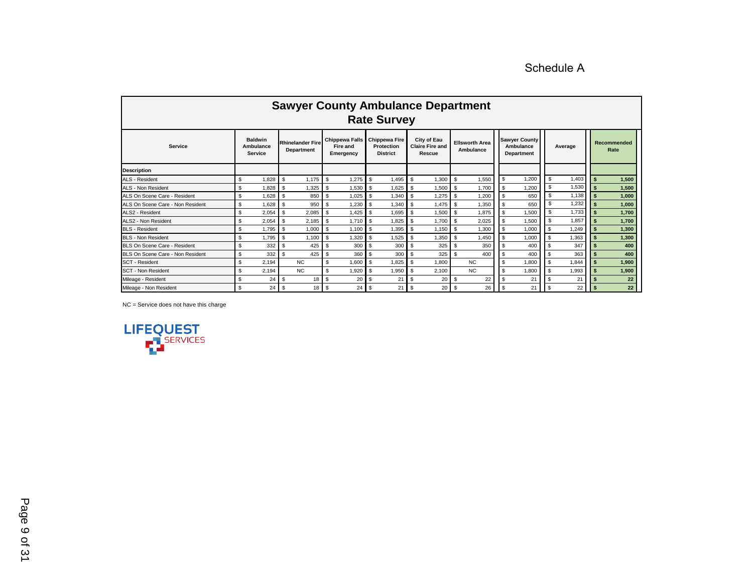Schedule A

# Sawyer County Ambulance Department
## Rate Survey

| Service | Baldwin Ambulance Service | Rhinelander Fire Department | Chippewa Falls Fire and Emergency | Chippewa Fire Protection District | City of Eau Claire Fire and Rescue | Ellsworth Area Ambulance | Sawyer County Ambulance Department | Average | Recommended Rate |
|---|---|---|---|---|---|---|---|---|---|
| **Description** | | | | | | | | | |
| ALS - Resident | $ 1,828 | $ 1,175 | $ 1,275 | $ 1,495 | $ 1,300 | $ 1,550 | $ 1,200 | $ 1,403 | **$ 1,500** |
| ALS - Non Resident | $ 1,828 | $ 1,325 | $ 1,530 | $ 1,625 | $ 1,500 | $ 1,700 | $ 1,200 | $ 1,530 | **$ 1,500** |
| ALS On Scene Care - Resident | $ 1,628 | $ 850 | $ 1,025 | $ 1,340 | $ 1,275 | $ 1,200 | $ 650 | $ 1,138 | **$ 1,000** |
| ALS On Scene Care - Non Resident | $ 1,628 | $ 950 | $ 1,230 | $ 1,340 | $ 1,475 | $ 1,350 | $ 650 | $ 1,232 | **$ 1,000** |
| ALS2 - Resident | $ 2,054 | $ 2,085 | $ 1,425 | $ 1,695 | $ 1,500 | $ 1,875 | $ 1,500 | $ 1,733 | **$ 1,700** |
| ALS2 - Non Resident | $ 2,054 | $ 2,185 | $ 1,710 | $ 1,825 | $ 1,700 | $ 2,025 | $ 1,500 | $ 1,857 | **$ 1,700** |
| BLS - Resident | $ 1,795 | $ 1,000 | $ 1,100 | $ 1,395 | $ 1,150 | $ 1,300 | $ 1,000 | $ 1,249 | **$ 1,300** |
| BLS - Non Resident | $ 1,795 | $ 1,100 | $ 1,320 | $ 1,525 | $ 1,350 | $ 1,450 | $ 1,000 | $ 1,363 | **$ 1,300** |
| BLS On Scene Care - Resident | $ 332 | $ 425 | $ 300 | $ 300 | $ 325 | $ 350 | $ 400 | $ 347 | **$ 400** |
| BLS On Scene Care - Non Resident | $ 332 | $ 425 | $ 360 | $ 300 | $ 325 | $ 400 | $ 400 | $ 363 | **$ 400** |
| SCT - Resident | $ 2,194 | NC | $ 1,600 | $ 1,825 | $ 1,800 | NC | $ 1,800 | $ 1,844 | **$ 1,900** |
| SCT - Non Resident | $ 2,194 | NC | $ 1,920 | $ 1,950 | $ 2,100 | NC | $ 1,800 | $ 1,993 | **$ 1,900** |
| Mileage - Resident | $ 24 | $ 18 | $ 20 | $ 21 | $ 20 | $ 22 | $ 21 | $ 21 | **$ 22** |
| Mileage - Non Resident | $ 24 | $ 18 | $ 24 | $ 21 | $ 20 | $ 26 | $ 21 | $ 22 | **$ 22** |

NC = Service does not have this charge

LIFEQUEST SERVICES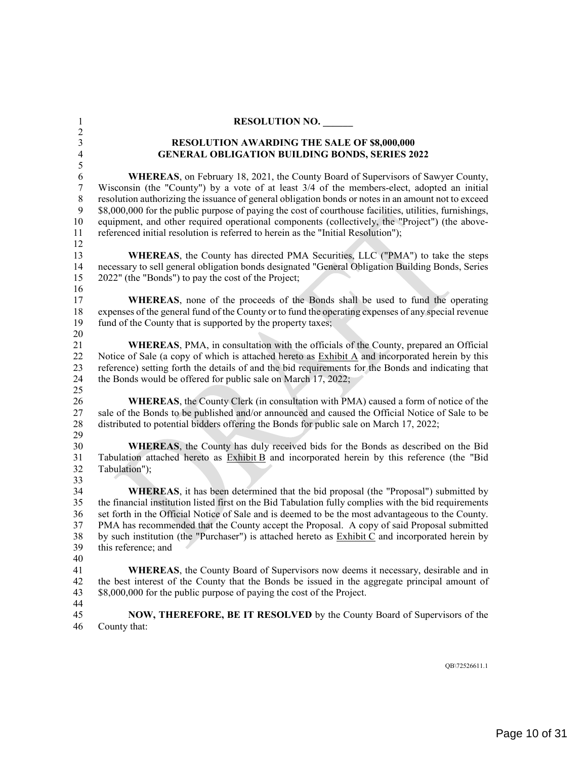**RESOLUTION NO. ______**

**RESOLUTION AWARDING THE SALE OF $8,000,000**
**GENERAL OBLIGATION BUILDING BONDS, SERIES 2022**

**WHEREAS**, on February 18, 2021, the County Board of Supervisors of Sawyer County, Wisconsin (the "County") by a vote of at least 3/4 of the members-elect, adopted an initial resolution authorizing the issuance of general obligation bonds or notes in an amount not to exceed $8,000,000 for the public purpose of paying the cost of courthouse facilities, utilities, furnishings, equipment, and other required operational components (collectively, the "Project") (the above-referenced initial resolution is referred to herein as the "Initial Resolution");

**WHEREAS**, the County has directed PMA Securities, LLC ("PMA") to take the steps necessary to sell general obligation bonds designated "General Obligation Building Bonds, Series 2022" (the "Bonds") to pay the cost of the Project;

**WHEREAS**, none of the proceeds of the Bonds shall be used to fund the operating expenses of the general fund of the County or to fund the operating expenses of any special revenue fund of the County that is supported by the property taxes;

**WHEREAS**, PMA, in consultation with the officials of the County, prepared an Official Notice of Sale (a copy of which is attached hereto as Exhibit A and incorporated herein by this reference) setting forth the details of and the bid requirements for the Bonds and indicating that the Bonds would be offered for public sale on March 17, 2022;

**WHEREAS**, the County Clerk (in consultation with PMA) caused a form of notice of the sale of the Bonds to be published and/or announced and caused the Official Notice of Sale to be distributed to potential bidders offering the Bonds for public sale on March 17, 2022;

**WHEREAS**, the County has duly received bids for the Bonds as described on the Bid Tabulation attached hereto as Exhibit B and incorporated herein by this reference (the "Bid Tabulation");

**WHEREAS**, it has been determined that the bid proposal (the "Proposal") submitted by the financial institution listed first on the Bid Tabulation fully complies with the bid requirements set forth in the Official Notice of Sale and is deemed to be the most advantageous to the County. PMA has recommended that the County accept the Proposal. A copy of said Proposal submitted by such institution (the "Purchaser") is attached hereto as Exhibit C and incorporated herein by this reference; and

**WHEREAS**, the County Board of Supervisors now deems it necessary, desirable and in the best interest of the County that the Bonds be issued in the aggregate principal amount of $8,000,000 for the public purpose of paying the cost of the Project.

**NOW, THEREFORE, BE IT RESOLVED** by the County Board of Supervisors of the County that:

QB\72526611.1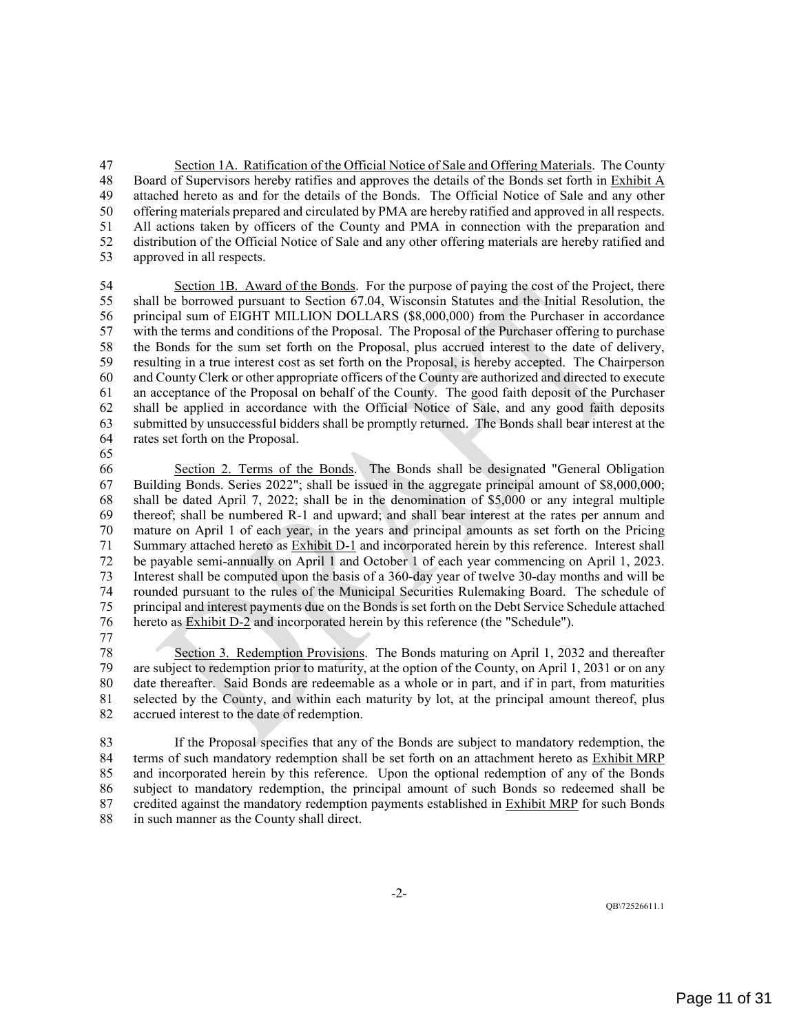Section 1A. Ratification of the Official Notice of Sale and Offering Materials. The County Board of Supervisors hereby ratifies and approves the details of the Bonds set forth in Exhibit A attached hereto as and for the details of the Bonds. The Official Notice of Sale and any other offering materials prepared and circulated by PMA are hereby ratified and approved in all respects. All actions taken by officers of the County and PMA in connection with the preparation and distribution of the Official Notice of Sale and any other offering materials are hereby ratified and approved in all respects.

Section 1B. Award of the Bonds. For the purpose of paying the cost of the Project, there shall be borrowed pursuant to Section 67.04, Wisconsin Statutes and the Initial Resolution, the principal sum of EIGHT MILLION DOLLARS ($8,000,000) from the Purchaser in accordance with the terms and conditions of the Proposal. The Proposal of the Purchaser offering to purchase the Bonds for the sum set forth on the Proposal, plus accrued interest to the date of delivery, resulting in a true interest cost as set forth on the Proposal, is hereby accepted. The Chairperson and County Clerk or other appropriate officers of the County are authorized and directed to execute an acceptance of the Proposal on behalf of the County. The good faith deposit of the Purchaser shall be applied in accordance with the Official Notice of Sale, and any good faith deposits submitted by unsuccessful bidders shall be promptly returned. The Bonds shall bear interest at the rates set forth on the Proposal.

Section 2. Terms of the Bonds. The Bonds shall be designated "General Obligation Building Bonds. Series 2022"; shall be issued in the aggregate principal amount of $8,000,000; shall be dated April 7, 2022; shall be in the denomination of $5,000 or any integral multiple thereof; shall be numbered R-1 and upward; and shall bear interest at the rates per annum and mature on April 1 of each year, in the years and principal amounts as set forth on the Pricing Summary attached hereto as Exhibit D-1 and incorporated herein by this reference. Interest shall be payable semi-annually on April 1 and October 1 of each year commencing on April 1, 2023. Interest shall be computed upon the basis of a 360-day year of twelve 30-day months and will be rounded pursuant to the rules of the Municipal Securities Rulemaking Board. The schedule of principal and interest payments due on the Bonds is set forth on the Debt Service Schedule attached hereto as Exhibit D-2 and incorporated herein by this reference (the "Schedule").

Section 3. Redemption Provisions. The Bonds maturing on April 1, 2032 and thereafter are subject to redemption prior to maturity, at the option of the County, on April 1, 2031 or on any date thereafter. Said Bonds are redeemable as a whole or in part, and if in part, from maturities selected by the County, and within each maturity by lot, at the principal amount thereof, plus accrued interest to the date of redemption.

If the Proposal specifies that any of the Bonds are subject to mandatory redemption, the terms of such mandatory redemption shall be set forth on an attachment hereto as Exhibit MRP and incorporated herein by this reference. Upon the optional redemption of any of the Bonds subject to mandatory redemption, the principal amount of such Bonds so redeemed shall be credited against the mandatory redemption payments established in Exhibit MRP for such Bonds in such manner as the County shall direct.

QB\72526611.1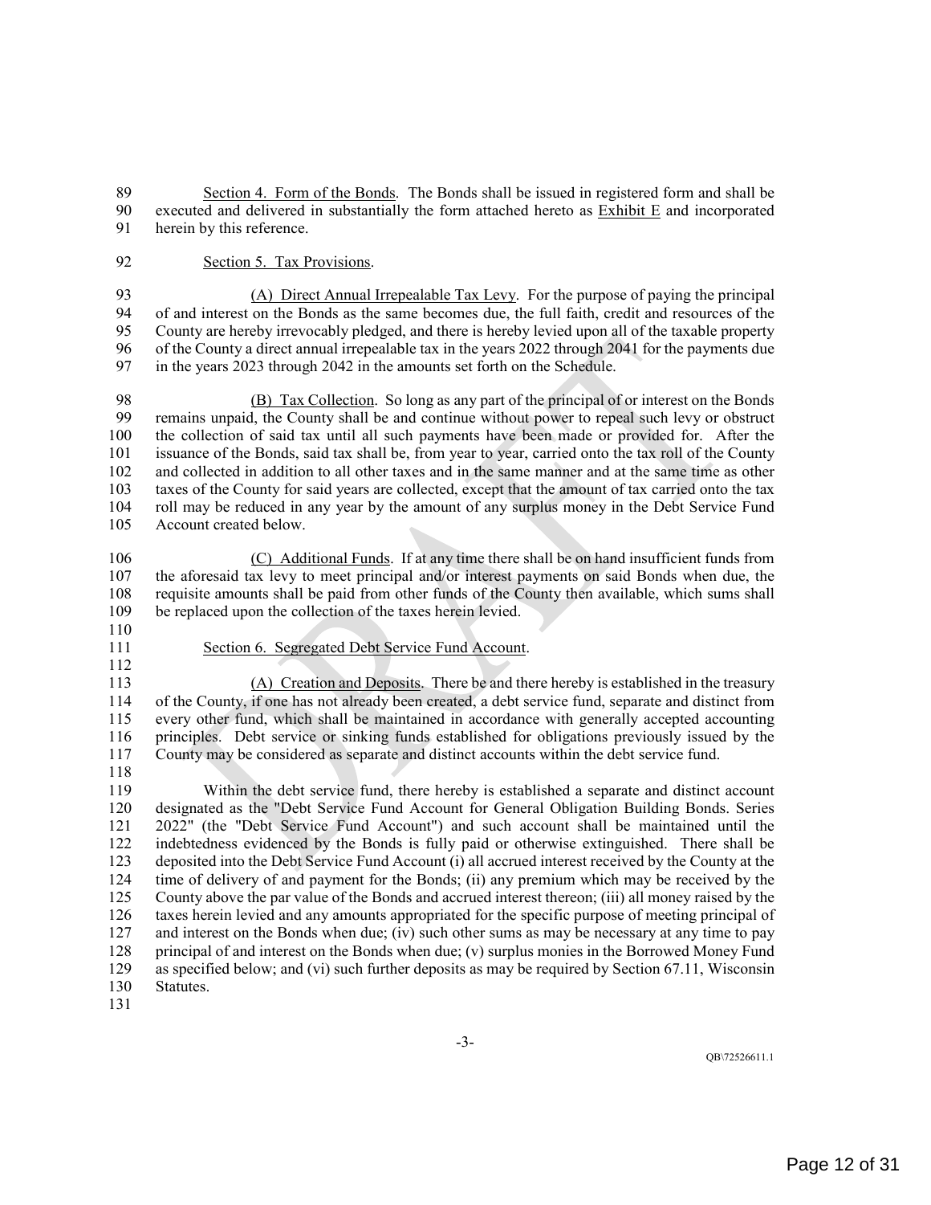Section 4. Form of the Bonds. The Bonds shall be issued in registered form and shall be executed and delivered in substantially the form attached hereto as Exhibit E and incorporated herein by this reference.

Section 5. Tax Provisions.

(A) Direct Annual Irrepealable Tax Levy. For the purpose of paying the principal of and interest on the Bonds as the same becomes due, the full faith, credit and resources of the County are hereby irrevocably pledged, and there is hereby levied upon all of the taxable property of the County a direct annual irrepealable tax in the years 2022 through 2041 for the payments due in the years 2023 through 2042 in the amounts set forth on the Schedule.

(B) Tax Collection. So long as any part of the principal of or interest on the Bonds remains unpaid, the County shall be and continue without power to repeal such levy or obstruct the collection of said tax until all such payments have been made or provided for. After the issuance of the Bonds, said tax shall be, from year to year, carried onto the tax roll of the County and collected in addition to all other taxes and in the same manner and at the same time as other taxes of the County for said years are collected, except that the amount of tax carried onto the tax roll may be reduced in any year by the amount of any surplus money in the Debt Service Fund Account created below.

(C) Additional Funds. If at any time there shall be on hand insufficient funds from the aforesaid tax levy to meet principal and/or interest payments on said Bonds when due, the requisite amounts shall be paid from other funds of the County then available, which sums shall be replaced upon the collection of the taxes herein levied.

Section 6. Segregated Debt Service Fund Account.

(A) Creation and Deposits. There be and there hereby is established in the treasury of the County, if one has not already been created, a debt service fund, separate and distinct from every other fund, which shall be maintained in accordance with generally accepted accounting principles. Debt service or sinking funds established for obligations previously issued by the County may be considered as separate and distinct accounts within the debt service fund.

Within the debt service fund, there hereby is established a separate and distinct account designated as the "Debt Service Fund Account for General Obligation Building Bonds. Series 2022" (the "Debt Service Fund Account") and such account shall be maintained until the indebtedness evidenced by the Bonds is fully paid or otherwise extinguished. There shall be deposited into the Debt Service Fund Account (i) all accrued interest received by the County at the time of delivery of and payment for the Bonds; (ii) any premium which may be received by the County above the par value of the Bonds and accrued interest thereon; (iii) all money raised by the taxes herein levied and any amounts appropriated for the specific purpose of meeting principal of and interest on the Bonds when due; (iv) such other sums as may be necessary at any time to pay principal of and interest on the Bonds when due; (v) surplus monies in the Borrowed Money Fund as specified below; and (vi) such further deposits as may be required by Section 67.11, Wisconsin Statutes.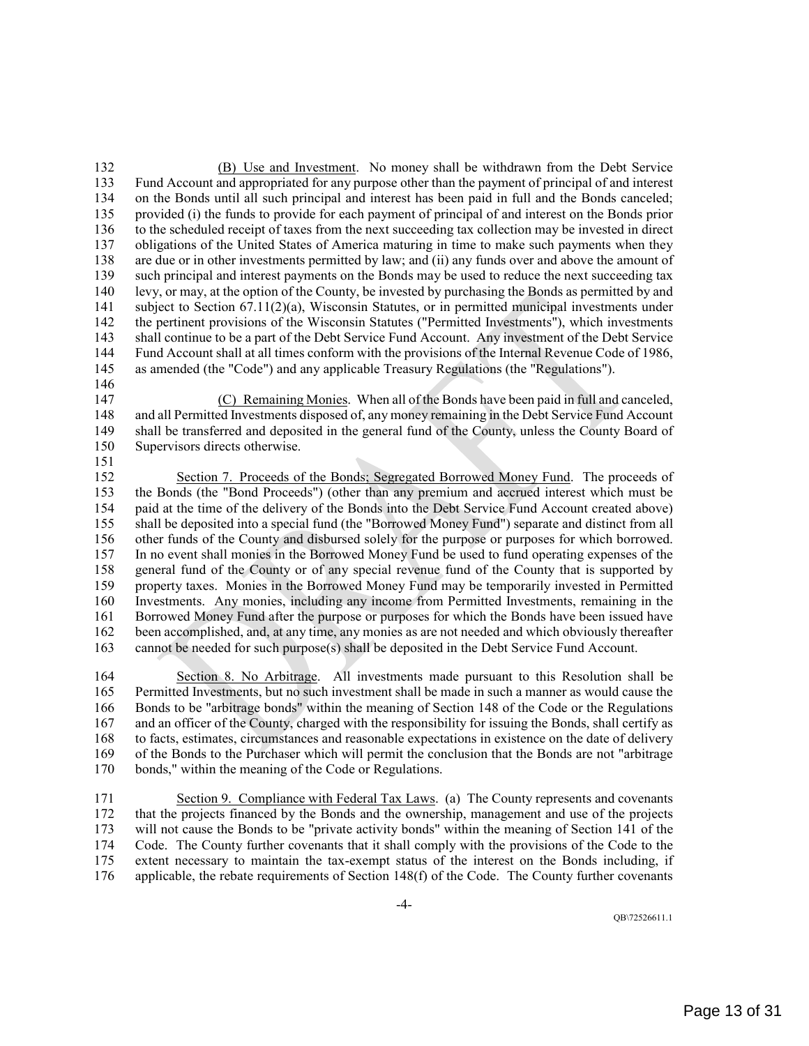(B) Use and Investment. No money shall be withdrawn from the Debt Service Fund Account and appropriated for any purpose other than the payment of principal of and interest on the Bonds until all such principal and interest has been paid in full and the Bonds canceled; provided (i) the funds to provide for each payment of principal of and interest on the Bonds prior to the scheduled receipt of taxes from the next succeeding tax collection may be invested in direct obligations of the United States of America maturing in time to make such payments when they are due or in other investments permitted by law; and (ii) any funds over and above the amount of such principal and interest payments on the Bonds may be used to reduce the next succeeding tax levy, or may, at the option of the County, be invested by purchasing the Bonds as permitted by and subject to Section 67.11(2)(a), Wisconsin Statutes, or in permitted municipal investments under the pertinent provisions of the Wisconsin Statutes ("Permitted Investments"), which investments shall continue to be a part of the Debt Service Fund Account. Any investment of the Debt Service Fund Account shall at all times conform with the provisions of the Internal Revenue Code of 1986, as amended (the "Code") and any applicable Treasury Regulations (the "Regulations").

(C) Remaining Monies. When all of the Bonds have been paid in full and canceled, and all Permitted Investments disposed of, any money remaining in the Debt Service Fund Account shall be transferred and deposited in the general fund of the County, unless the County Board of Supervisors directs otherwise.

Section 7. Proceeds of the Bonds; Segregated Borrowed Money Fund. The proceeds of the Bonds (the "Bond Proceeds") (other than any premium and accrued interest which must be paid at the time of the delivery of the Bonds into the Debt Service Fund Account created above) shall be deposited into a special fund (the "Borrowed Money Fund") separate and distinct from all other funds of the County and disbursed solely for the purpose or purposes for which borrowed. In no event shall monies in the Borrowed Money Fund be used to fund operating expenses of the general fund of the County or of any special revenue fund of the County that is supported by property taxes. Monies in the Borrowed Money Fund may be temporarily invested in Permitted Investments. Any monies, including any income from Permitted Investments, remaining in the Borrowed Money Fund after the purpose or purposes for which the Bonds have been issued have been accomplished, and, at any time, any monies as are not needed and which obviously thereafter cannot be needed for such purpose(s) shall be deposited in the Debt Service Fund Account.

Section 8. No Arbitrage. All investments made pursuant to this Resolution shall be Permitted Investments, but no such investment shall be made in such a manner as would cause the Bonds to be "arbitrage bonds" within the meaning of Section 148 of the Code or the Regulations and an officer of the County, charged with the responsibility for issuing the Bonds, shall certify as to facts, estimates, circumstances and reasonable expectations in existence on the date of delivery of the Bonds to the Purchaser which will permit the conclusion that the Bonds are not "arbitrage bonds," within the meaning of the Code or Regulations.

Section 9. Compliance with Federal Tax Laws. (a) The County represents and covenants that the projects financed by the Bonds and the ownership, management and use of the projects will not cause the Bonds to be "private activity bonds" within the meaning of Section 141 of the Code. The County further covenants that it shall comply with the provisions of the Code to the extent necessary to maintain the tax-exempt status of the interest on the Bonds including, if applicable, the rebate requirements of Section 148(f) of the Code. The County further covenants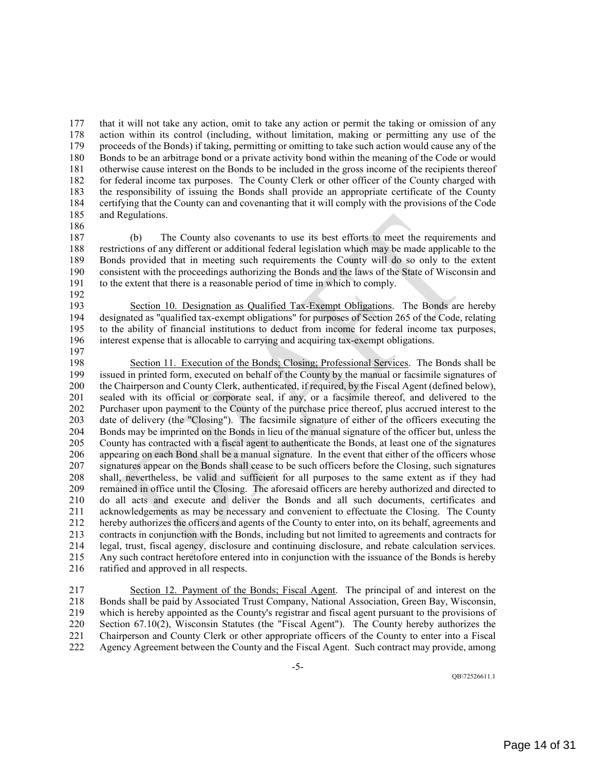that it will not take any action, omit to take any action or permit the taking or omission of any action within its control (including, without limitation, making or permitting any use of the proceeds of the Bonds) if taking, permitting or omitting to take such action would cause any of the Bonds to be an arbitrage bond or a private activity bond within the meaning of the Code or would otherwise cause interest on the Bonds to be included in the gross income of the recipients thereof for federal income tax purposes. The County Clerk or other officer of the County charged with the responsibility of issuing the Bonds shall provide an appropriate certificate of the County certifying that the County can and covenanting that it will comply with the provisions of the Code and Regulations.

(b) The County also covenants to use its best efforts to meet the requirements and restrictions of any different or additional federal legislation which may be made applicable to the Bonds provided that in meeting such requirements the County will do so only to the extent consistent with the proceedings authorizing the Bonds and the laws of the State of Wisconsin and to the extent that there is a reasonable period of time in which to comply.

Section 10. Designation as Qualified Tax-Exempt Obligations. The Bonds are hereby designated as "qualified tax-exempt obligations" for purposes of Section 265 of the Code, relating to the ability of financial institutions to deduct from income for federal income tax purposes, interest expense that is allocable to carrying and acquiring tax-exempt obligations.

Section 11. Execution of the Bonds; Closing; Professional Services. The Bonds shall be issued in printed form, executed on behalf of the County by the manual or facsimile signatures of the Chairperson and County Clerk, authenticated, if required, by the Fiscal Agent (defined below), sealed with its official or corporate seal, if any, or a facsimile thereof, and delivered to the Purchaser upon payment to the County of the purchase price thereof, plus accrued interest to the date of delivery (the "Closing"). The facsimile signature of either of the officers executing the Bonds may be imprinted on the Bonds in lieu of the manual signature of the officer but, unless the County has contracted with a fiscal agent to authenticate the Bonds, at least one of the signatures appearing on each Bond shall be a manual signature. In the event that either of the officers whose signatures appear on the Bonds shall cease to be such officers before the Closing, such signatures shall, nevertheless, be valid and sufficient for all purposes to the same extent as if they had remained in office until the Closing. The aforesaid officers are hereby authorized and directed to do all acts and execute and deliver the Bonds and all such documents, certificates and acknowledgements as may be necessary and convenient to effectuate the Closing. The County hereby authorizes the officers and agents of the County to enter into, on its behalf, agreements and contracts in conjunction with the Bonds, including but not limited to agreements and contracts for legal, trust, fiscal agency, disclosure and continuing disclosure, and rebate calculation services. Any such contract heretofore entered into in conjunction with the issuance of the Bonds is hereby ratified and approved in all respects.

Section 12. Payment of the Bonds; Fiscal Agent. The principal of and interest on the Bonds shall be paid by Associated Trust Company, National Association, Green Bay, Wisconsin, which is hereby appointed as the County's registrar and fiscal agent pursuant to the provisions of Section 67.10(2), Wisconsin Statutes (the "Fiscal Agent"). The County hereby authorizes the Chairperson and County Clerk or other appropriate officers of the County to enter into a Fiscal Agency Agreement between the County and the Fiscal Agent. Such contract may provide, among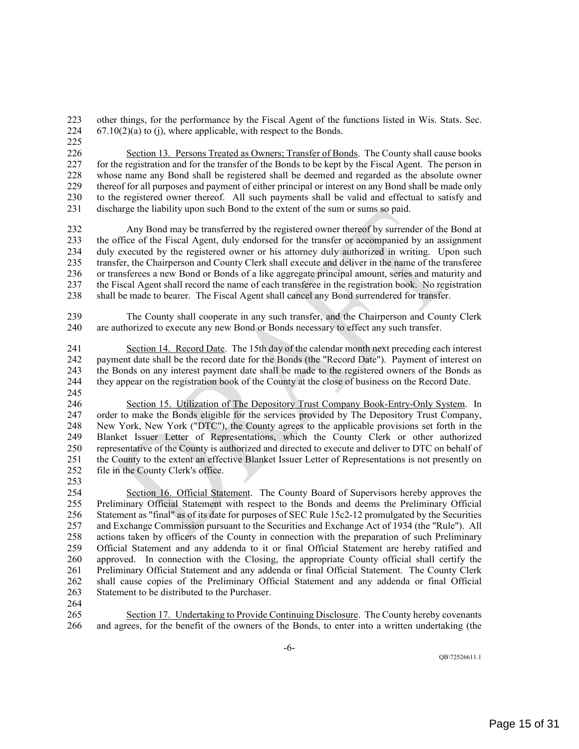other things, for the performance by the Fiscal Agent of the functions listed in Wis. Stats. Sec. 67.10(2)(a) to (j), where applicable, with respect to the Bonds.

Section 13. Persons Treated as Owners; Transfer of Bonds. The County shall cause books for the registration and for the transfer of the Bonds to be kept by the Fiscal Agent. The person in whose name any Bond shall be registered shall be deemed and regarded as the absolute owner thereof for all purposes and payment of either principal or interest on any Bond shall be made only to the registered owner thereof. All such payments shall be valid and effectual to satisfy and discharge the liability upon such Bond to the extent of the sum or sums so paid.

Any Bond may be transferred by the registered owner thereof by surrender of the Bond at the office of the Fiscal Agent, duly endorsed for the transfer or accompanied by an assignment duly executed by the registered owner or his attorney duly authorized in writing. Upon such transfer, the Chairperson and County Clerk shall execute and deliver in the name of the transferee or transferees a new Bond or Bonds of a like aggregate principal amount, series and maturity and the Fiscal Agent shall record the name of each transferee in the registration book. No registration shall be made to bearer. The Fiscal Agent shall cancel any Bond surrendered for transfer.

The County shall cooperate in any such transfer, and the Chairperson and County Clerk are authorized to execute any new Bond or Bonds necessary to effect any such transfer.

Section 14. Record Date. The 15th day of the calendar month next preceding each interest payment date shall be the record date for the Bonds (the "Record Date"). Payment of interest on the Bonds on any interest payment date shall be made to the registered owners of the Bonds as they appear on the registration book of the County at the close of business on the Record Date.

Section 15. Utilization of The Depository Trust Company Book-Entry-Only System. In order to make the Bonds eligible for the services provided by The Depository Trust Company, New York, New York ("DTC"), the County agrees to the applicable provisions set forth in the Blanket Issuer Letter of Representations, which the County Clerk or other authorized representative of the County is authorized and directed to execute and deliver to DTC on behalf of the County to the extent an effective Blanket Issuer Letter of Representations is not presently on file in the County Clerk's office.

Section 16. Official Statement. The County Board of Supervisors hereby approves the Preliminary Official Statement with respect to the Bonds and deems the Preliminary Official Statement as "final" as of its date for purposes of SEC Rule 15c2-12 promulgated by the Securities and Exchange Commission pursuant to the Securities and Exchange Act of 1934 (the "Rule"). All actions taken by officers of the County in connection with the preparation of such Preliminary Official Statement and any addenda to it or final Official Statement are hereby ratified and approved. In connection with the Closing, the appropriate County official shall certify the Preliminary Official Statement and any addenda or final Official Statement. The County Clerk shall cause copies of the Preliminary Official Statement and any addenda or final Official Statement to be distributed to the Purchaser.

Section 17. Undertaking to Provide Continuing Disclosure. The County hereby covenants and agrees, for the benefit of the owners of the Bonds, to enter into a written undertaking (the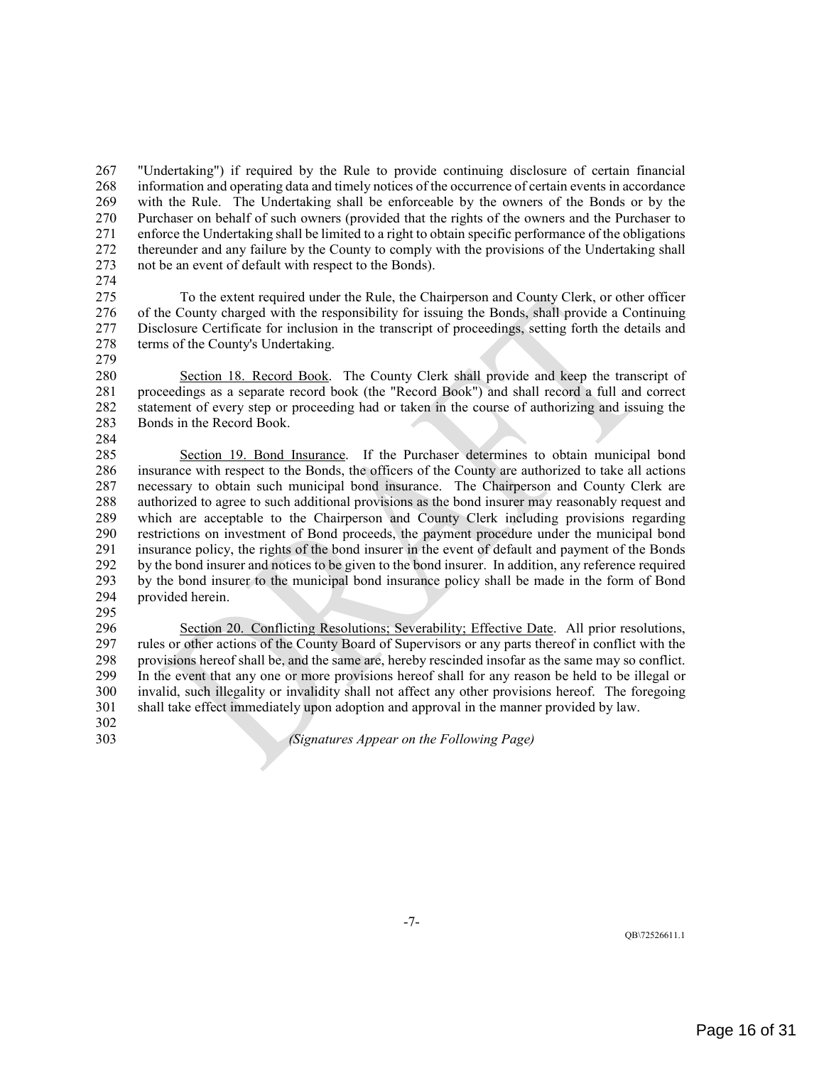"Undertaking") if required by the Rule to provide continuing disclosure of certain financial information and operating data and timely notices of the occurrence of certain events in accordance with the Rule. The Undertaking shall be enforceable by the owners of the Bonds or by the Purchaser on behalf of such owners (provided that the rights of the owners and the Purchaser to enforce the Undertaking shall be limited to a right to obtain specific performance of the obligations thereunder and any failure by the County to comply with the provisions of the Undertaking shall not be an event of default with respect to the Bonds).

To the extent required under the Rule, the Chairperson and County Clerk, or other officer of the County charged with the responsibility for issuing the Bonds, shall provide a Continuing Disclosure Certificate for inclusion in the transcript of proceedings, setting forth the details and terms of the County's Undertaking.

Section 18. Record Book. The County Clerk shall provide and keep the transcript of proceedings as a separate record book (the "Record Book") and shall record a full and correct statement of every step or proceeding had or taken in the course of authorizing and issuing the Bonds in the Record Book.

Section 19. Bond Insurance. If the Purchaser determines to obtain municipal bond insurance with respect to the Bonds, the officers of the County are authorized to take all actions necessary to obtain such municipal bond insurance. The Chairperson and County Clerk are authorized to agree to such additional provisions as the bond insurer may reasonably request and which are acceptable to the Chairperson and County Clerk including provisions regarding restrictions on investment of Bond proceeds, the payment procedure under the municipal bond insurance policy, the rights of the bond insurer in the event of default and payment of the Bonds by the bond insurer and notices to be given to the bond insurer. In addition, any reference required by the bond insurer to the municipal bond insurance policy shall be made in the form of Bond provided herein.

Section 20. Conflicting Resolutions; Severability; Effective Date. All prior resolutions, rules or other actions of the County Board of Supervisors or any parts thereof in conflict with the provisions hereof shall be, and the same are, hereby rescinded insofar as the same may so conflict. In the event that any one or more provisions hereof shall for any reason be held to be illegal or invalid, such illegality or invalidity shall not affect any other provisions hereof. The foregoing shall take effect immediately upon adoption and approval in the manner provided by law.

*(Signatures Appear on the Following Page)*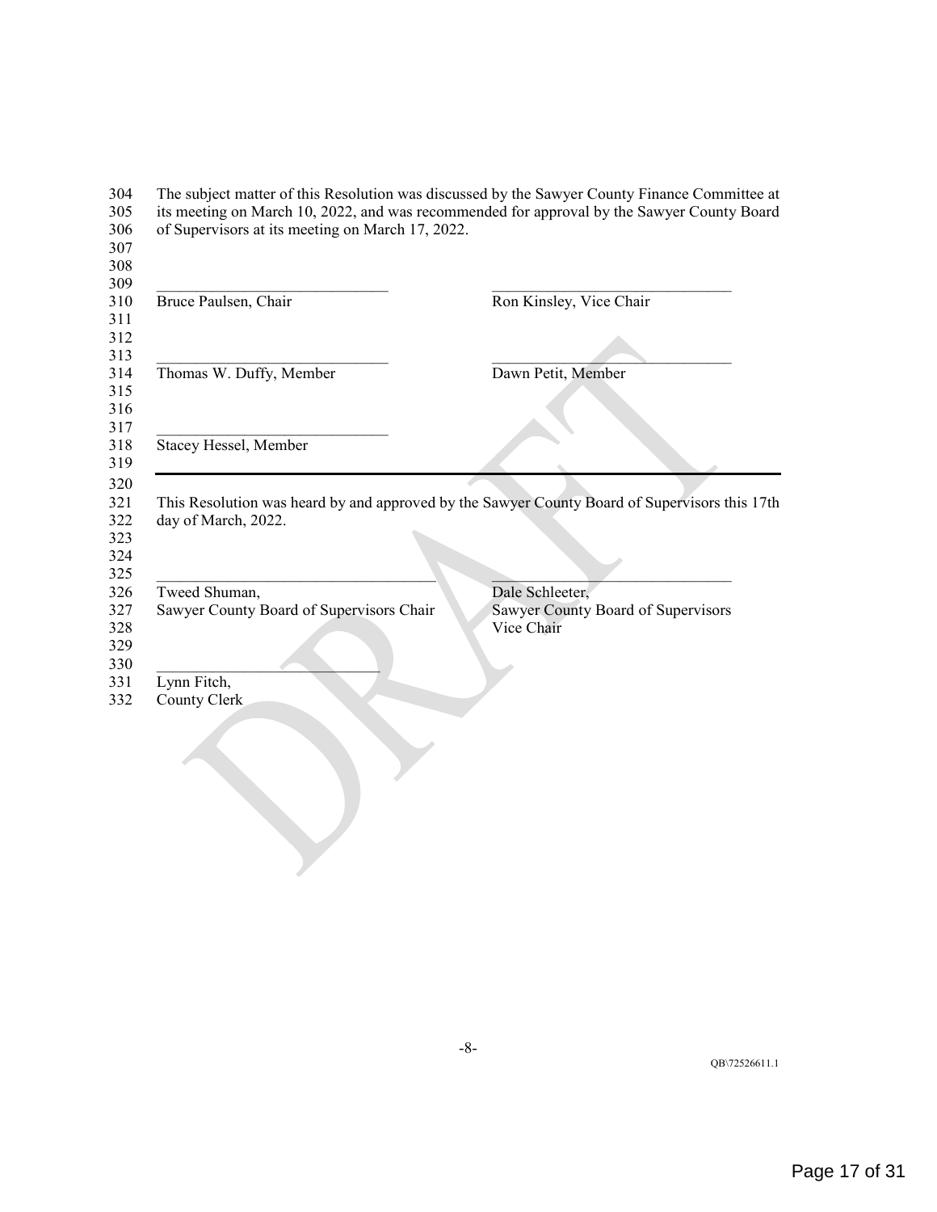The subject matter of this Resolution was discussed by the Sawyer County Finance Committee at its meeting on March 10, 2022, and was recommended for approval by the Sawyer County Board of Supervisors at its meeting on March 17, 2022.

\_\_\_\_\_\_\_\_\_\_\_\_\_\_\_\_\_\_\_\_\_\_\_\_\_\_\_\_\_\_
Bruce Paulsen, Chair

\_\_\_\_\_\_\_\_\_\_\_\_\_\_\_\_\_\_\_\_\_\_\_\_\_\_\_\_\_\_
Ron Kinsley, Vice Chair

\_\_\_\_\_\_\_\_\_\_\_\_\_\_\_\_\_\_\_\_\_\_\_\_\_\_\_\_\_\_
Thomas W. Duffy, Member

\_\_\_\_\_\_\_\_\_\_\_\_\_\_\_\_\_\_\_\_\_\_\_\_\_\_\_\_\_\_
Dawn Petit, Member

\_\_\_\_\_\_\_\_\_\_\_\_\_\_\_\_\_\_\_\_\_\_\_\_\_\_\_\_\_\_
Stacey Hessel, Member

---

This Resolution was heard by and approved by the Sawyer County Board of Supervisors this 17th day of March, 2022.

\_\_\_\_\_\_\_\_\_\_\_\_\_\_\_\_\_\_\_\_\_\_\_\_\_\_\_\_\_\_\_\_\_\_\_\_
Tweed Shuman,
Sawyer County Board of Supervisors Chair

\_\_\_\_\_\_\_\_\_\_\_\_\_\_\_\_\_\_\_\_\_\_\_\_\_\_\_\_\_\_
Dale Schleeter,
Sawyer County Board of Supervisors
Vice Chair

\_\_\_\_\_\_\_\_\_\_\_\_\_\_\_\_\_\_\_\_\_\_\_\_\_\_\_\_\_\_
Lynn Fitch,
County Clerk

QB\72526611.1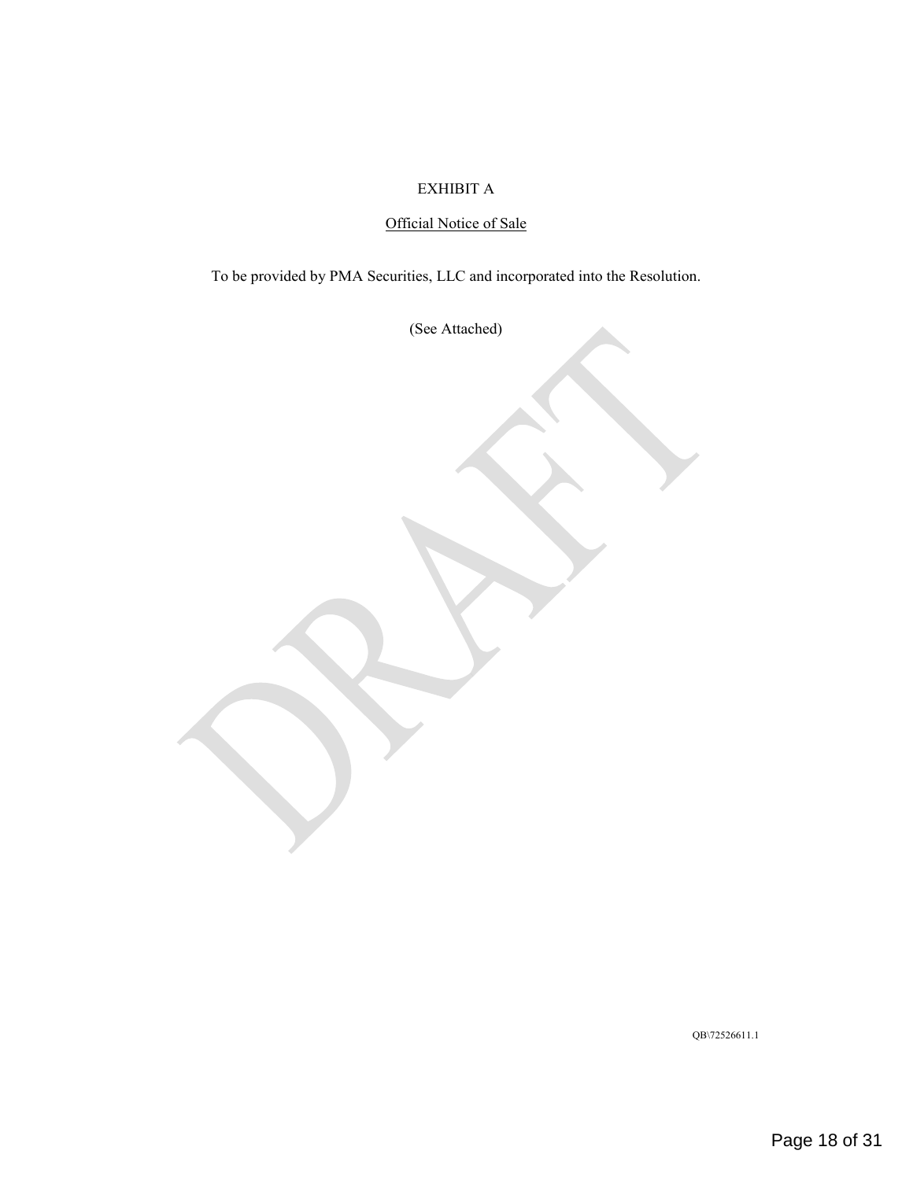# EXHIBIT A

## Official Notice of Sale

To be provided by PMA Securities, LLC and incorporated into the Resolution.

(See Attached)

QB\72526611.1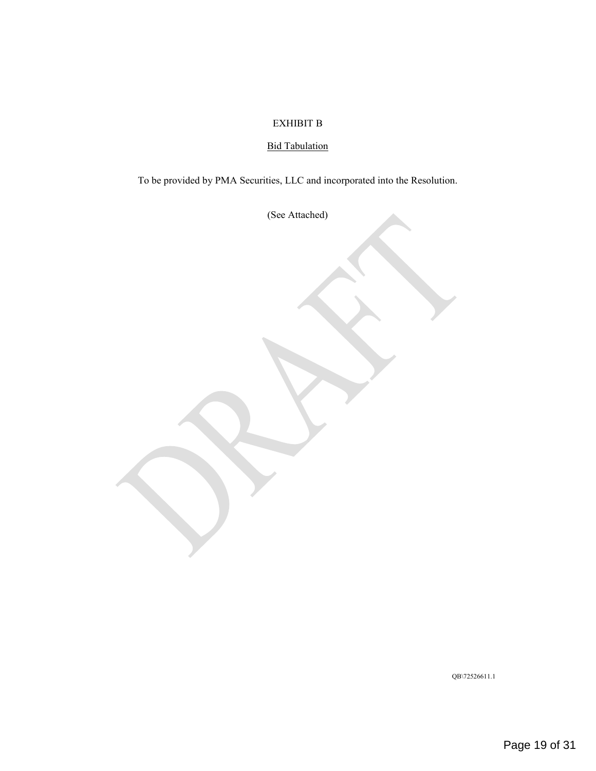# EXHIBIT B

## Bid Tabulation

To be provided by PMA Securities, LLC and incorporated into the Resolution.

(See Attached)

QB\72526611.1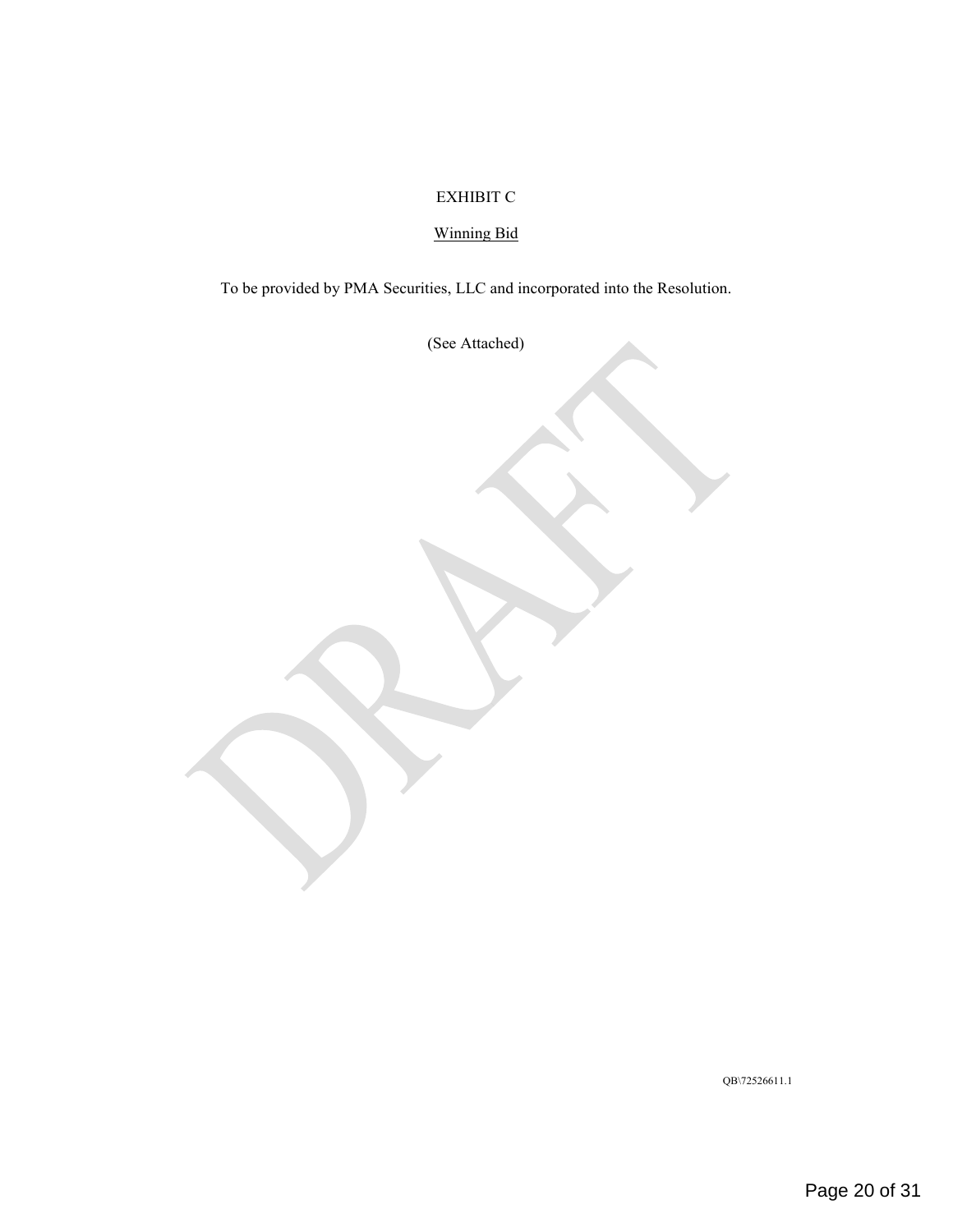# EXHIBIT C

## Winning Bid

To be provided by PMA Securities, LLC and incorporated into the Resolution.

(See Attached)

QB\72526611.1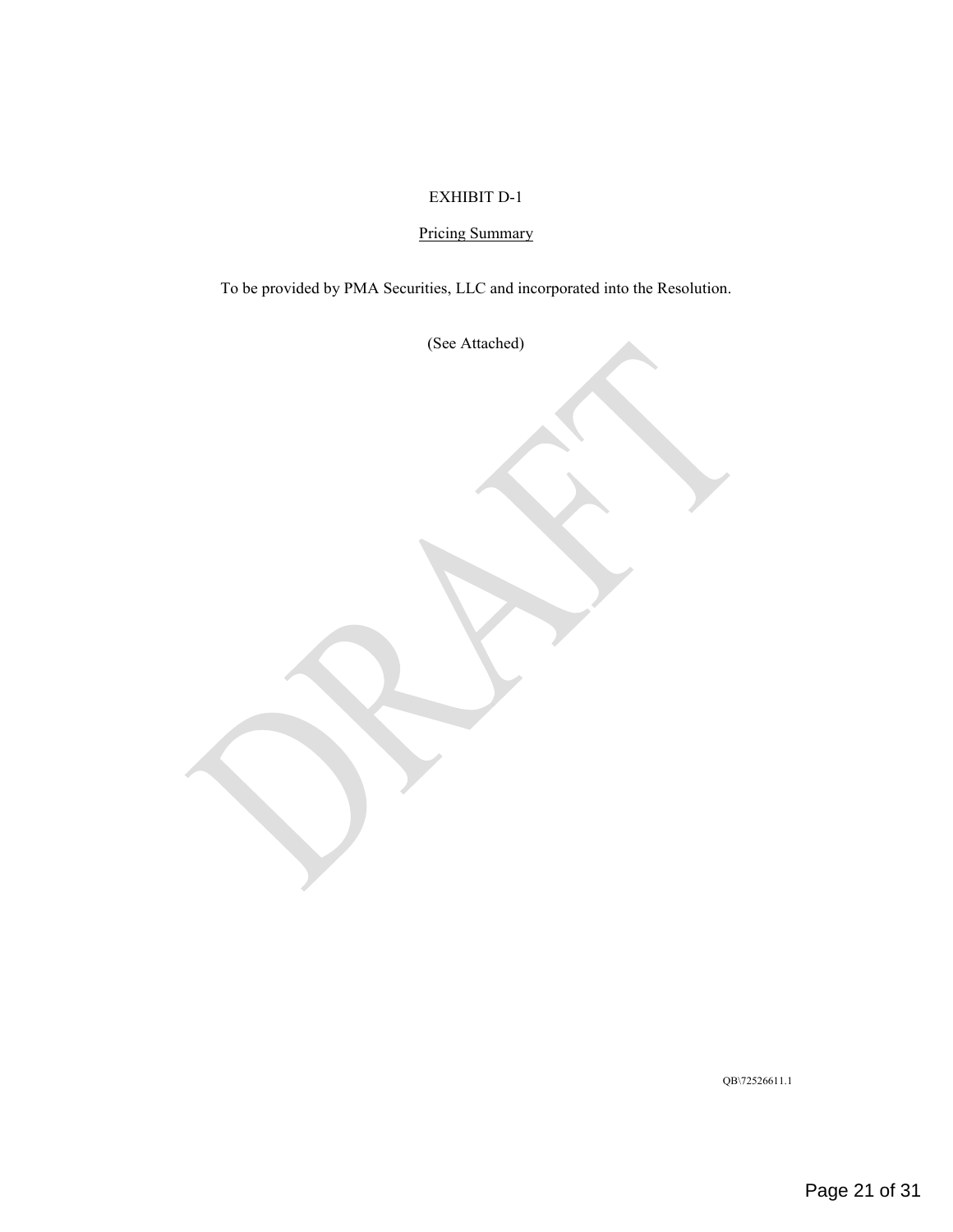EXHIBIT D-1

Pricing Summary

To be provided by PMA Securities, LLC and incorporated into the Resolution.

(See Attached)

QB\72526611.1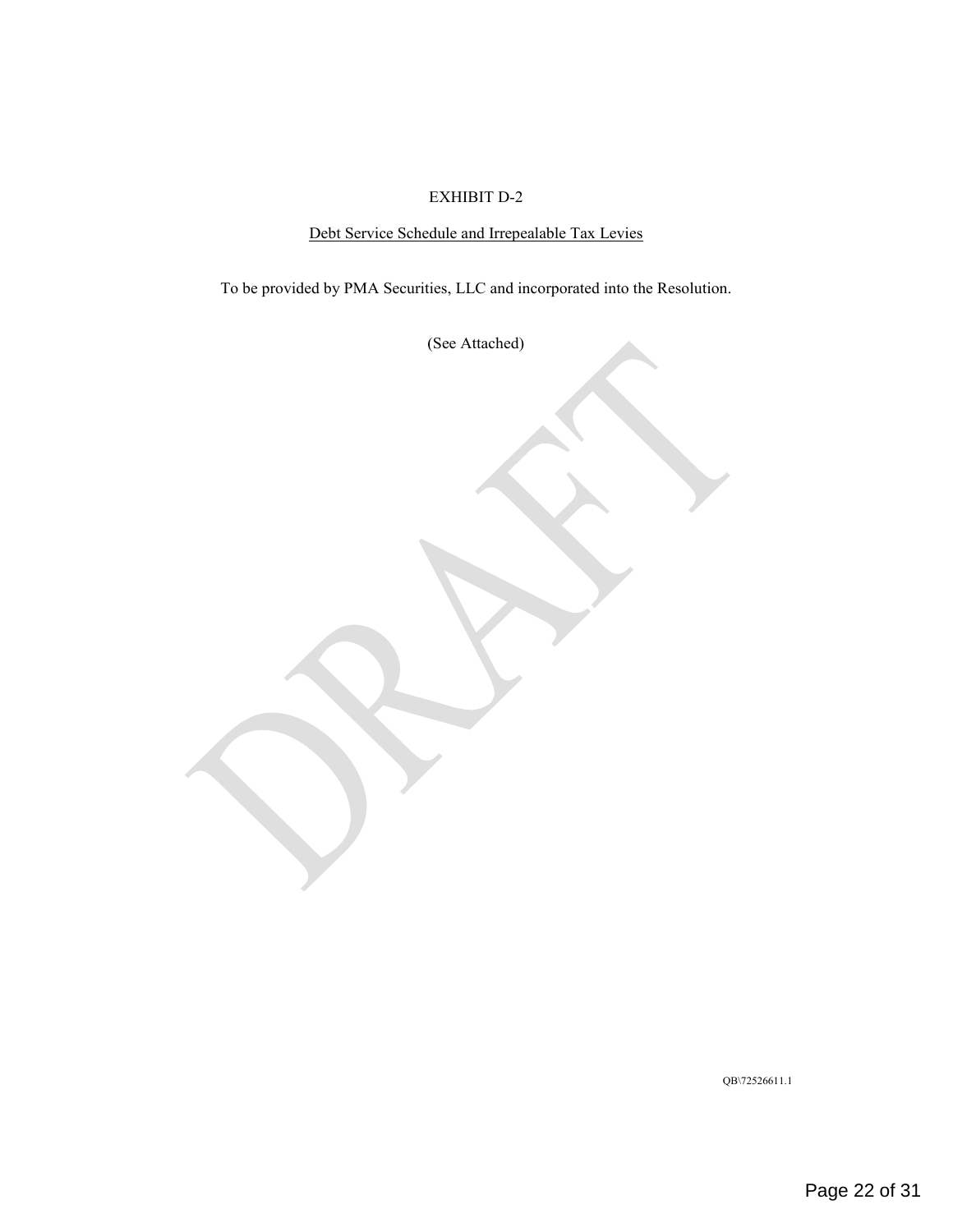# EXHIBIT D-2

Debt Service Schedule and Irrepealable Tax Levies

To be provided by PMA Securities, LLC and incorporated into the Resolution.

(See Attached)

QB\72526611.1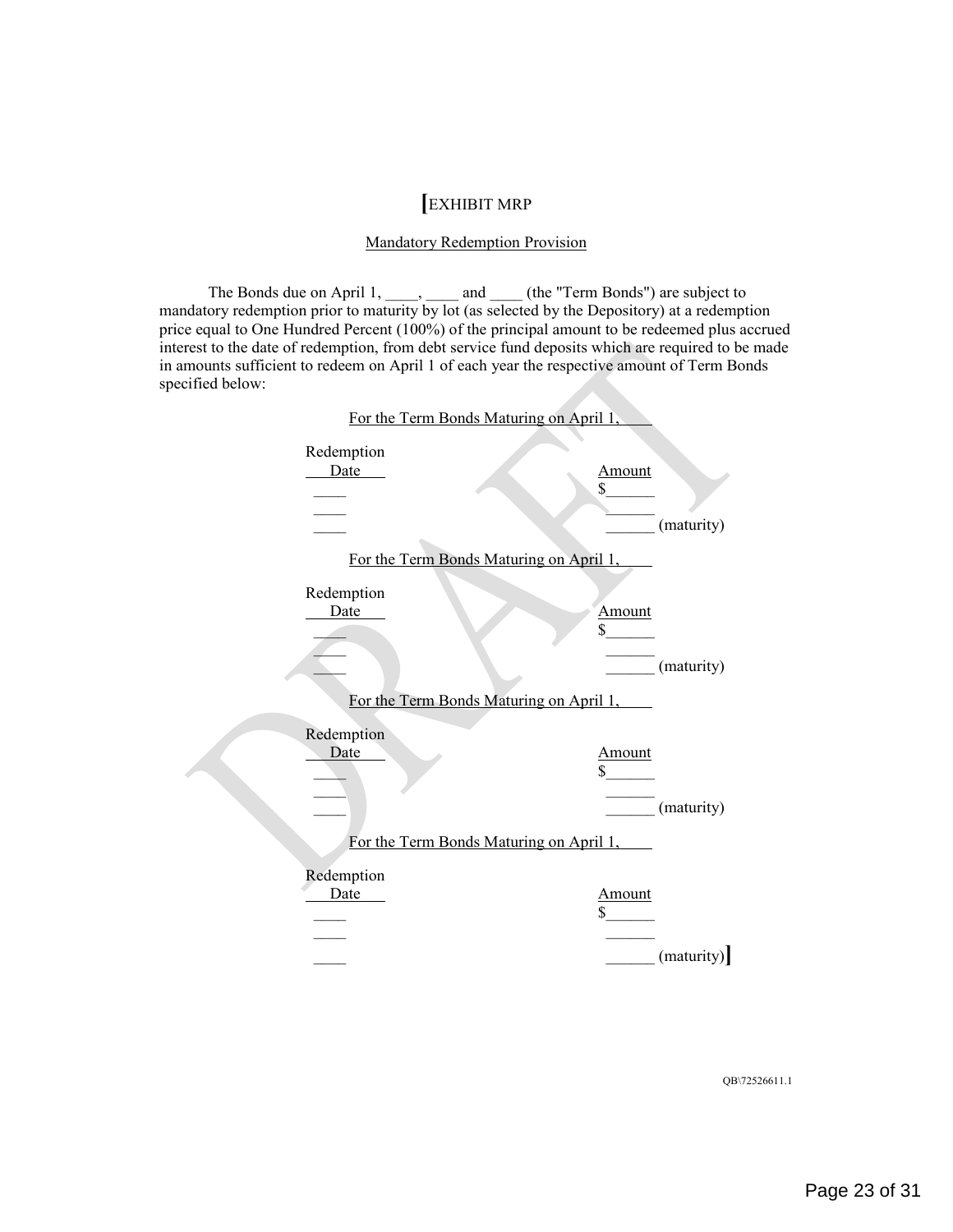# [EXHIBIT MRP

## Mandatory Redemption Provision

The Bonds due on April 1, ____, ____ and ____ (the "Term Bonds") are subject to mandatory redemption prior to maturity by lot (as selected by the Depository) at a redemption price equal to One Hundred Percent (100%) of the principal amount to be redeemed plus accrued interest to the date of redemption, from debt service fund deposits which are required to be made in amounts sufficient to redeem on April 1 of each year the respective amount of Term Bonds specified below:

For the Term Bonds Maturing on April 1, ____

| Redemption Date | Amount |
|---|---|
| ____ | $______ |
| ____ | ______ |
| ____ | ______ (maturity) |

For the Term Bonds Maturing on April 1, ____

| Redemption Date | Amount |
|---|---|
| ____ | $______ |
| ____ | ______ |
| ____ | ______ (maturity) |

For the Term Bonds Maturing on April 1, ____

| Redemption Date | Amount |
|---|---|
| ____ | $______ |
| ____ | ______ |
| ____ | ______ (maturity) |

For the Term Bonds Maturing on April 1, ____

| Redemption Date | Amount |
|---|---|
| ____ | $______ |
| ____ | ______ |
| ____ | ______ (maturity)] |

QB\72526611.1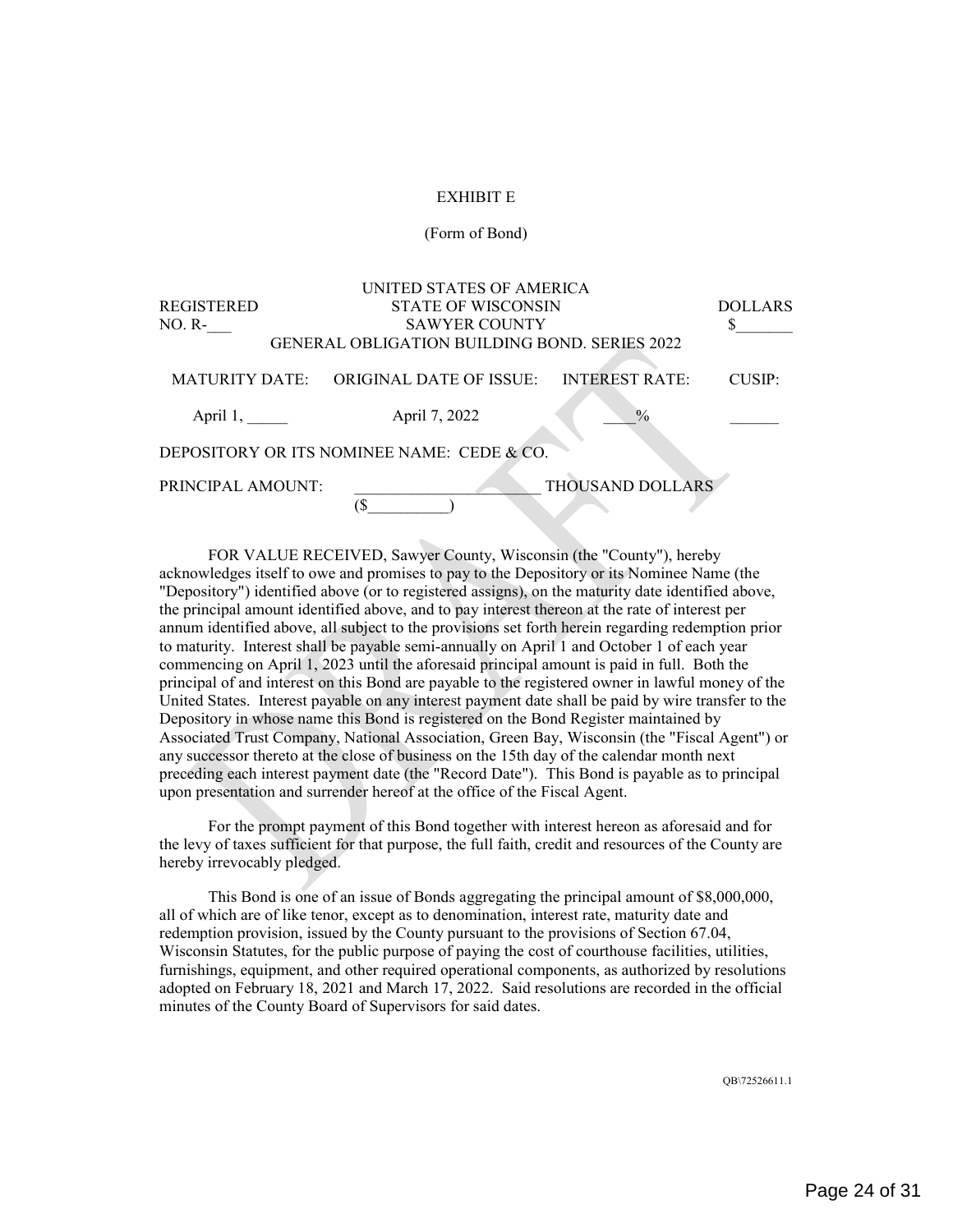EXHIBIT E

(Form of Bond)

UNITED STATES OF AMERICA

| REGISTERED | STATE OF WISCONSIN | DOLLARS |
|---|---|---|
| NO. R-___ | SAWYER COUNTY | $_______ |
| | GENERAL OBLIGATION BUILDING BOND. SERIES 2022 | |

| MATURITY DATE: | ORIGINAL DATE OF ISSUE: | INTEREST RATE: | CUSIP: |
|---|---|---|---|
| April 1, _____ | April 7, 2022 | ____% | ______ |

DEPOSITORY OR ITS NOMINEE NAME: CEDE & CO.

PRINCIPAL AMOUNT: _______________________ THOUSAND DOLLARS ($__________)

FOR VALUE RECEIVED, Sawyer County, Wisconsin (the "County"), hereby acknowledges itself to owe and promises to pay to the Depository or its Nominee Name (the "Depository") identified above (or to registered assigns), on the maturity date identified above, the principal amount identified above, and to pay interest thereon at the rate of interest per annum identified above, all subject to the provisions set forth herein regarding redemption prior to maturity. Interest shall be payable semi-annually on April 1 and October 1 of each year commencing on April 1, 2023 until the aforesaid principal amount is paid in full. Both the principal of and interest on this Bond are payable to the registered owner in lawful money of the United States. Interest payable on any interest payment date shall be paid by wire transfer to the Depository in whose name this Bond is registered on the Bond Register maintained by Associated Trust Company, National Association, Green Bay, Wisconsin (the "Fiscal Agent") or any successor thereto at the close of business on the 15th day of the calendar month next preceding each interest payment date (the "Record Date"). This Bond is payable as to principal upon presentation and surrender hereof at the office of the Fiscal Agent.

For the prompt payment of this Bond together with interest hereon as aforesaid and for the levy of taxes sufficient for that purpose, the full faith, credit and resources of the County are hereby irrevocably pledged.

This Bond is one of an issue of Bonds aggregating the principal amount of $8,000,000, all of which are of like tenor, except as to denomination, interest rate, maturity date and redemption provision, issued by the County pursuant to the provisions of Section 67.04, Wisconsin Statutes, for the public purpose of paying the cost of courthouse facilities, utilities, furnishings, equipment, and other required operational components, as authorized by resolutions adopted on February 18, 2021 and March 17, 2022. Said resolutions are recorded in the official minutes of the County Board of Supervisors for said dates.

QB\72526611.1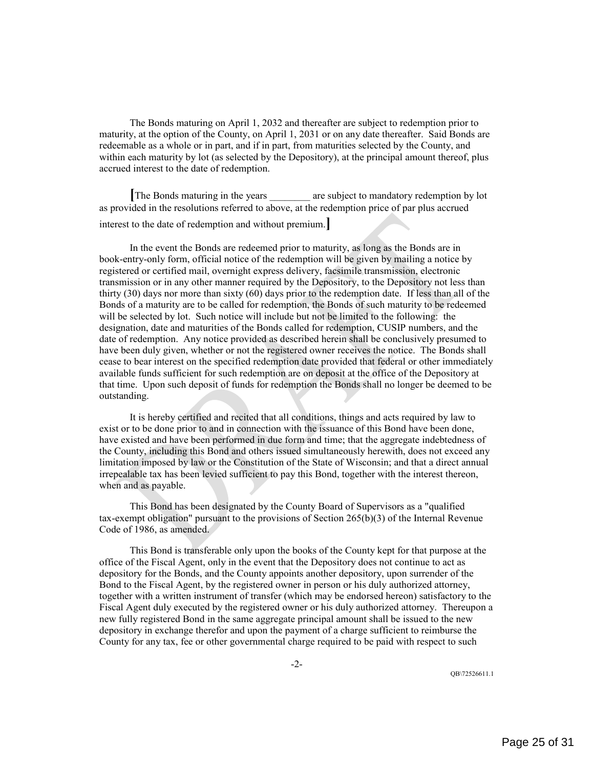The Bonds maturing on April 1, 2032 and thereafter are subject to redemption prior to maturity, at the option of the County, on April 1, 2031 or on any date thereafter. Said Bonds are redeemable as a whole or in part, and if in part, from maturities selected by the County, and within each maturity by lot (as selected by the Depository), at the principal amount thereof, plus accrued interest to the date of redemption.

[The Bonds maturing in the years ________ are subject to mandatory redemption by lot as provided in the resolutions referred to above, at the redemption price of par plus accrued interest to the date of redemption and without premium.]

In the event the Bonds are redeemed prior to maturity, as long as the Bonds are in book-entry-only form, official notice of the redemption will be given by mailing a notice by registered or certified mail, overnight express delivery, facsimile transmission, electronic transmission or in any other manner required by the Depository, to the Depository not less than thirty (30) days nor more than sixty (60) days prior to the redemption date. If less than all of the Bonds of a maturity are to be called for redemption, the Bonds of such maturity to be redeemed will be selected by lot. Such notice will include but not be limited to the following: the designation, date and maturities of the Bonds called for redemption, CUSIP numbers, and the date of redemption. Any notice provided as described herein shall be conclusively presumed to have been duly given, whether or not the registered owner receives the notice. The Bonds shall cease to bear interest on the specified redemption date provided that federal or other immediately available funds sufficient for such redemption are on deposit at the office of the Depository at that time. Upon such deposit of funds for redemption the Bonds shall no longer be deemed to be outstanding.

It is hereby certified and recited that all conditions, things and acts required by law to exist or to be done prior to and in connection with the issuance of this Bond have been done, have existed and have been performed in due form and time; that the aggregate indebtedness of the County, including this Bond and others issued simultaneously herewith, does not exceed any limitation imposed by law or the Constitution of the State of Wisconsin; and that a direct annual irrepealable tax has been levied sufficient to pay this Bond, together with the interest thereon, when and as payable.

This Bond has been designated by the County Board of Supervisors as a "qualified tax-exempt obligation" pursuant to the provisions of Section 265(b)(3) of the Internal Revenue Code of 1986, as amended.

This Bond is transferable only upon the books of the County kept for that purpose at the office of the Fiscal Agent, only in the event that the Depository does not continue to act as depository for the Bonds, and the County appoints another depository, upon surrender of the Bond to the Fiscal Agent, by the registered owner in person or his duly authorized attorney, together with a written instrument of transfer (which may be endorsed hereon) satisfactory to the Fiscal Agent duly executed by the registered owner or his duly authorized attorney. Thereupon a new fully registered Bond in the same aggregate principal amount shall be issued to the new depository in exchange therefor and upon the payment of a charge sufficient to reimburse the County for any tax, fee or other governmental charge required to be paid with respect to such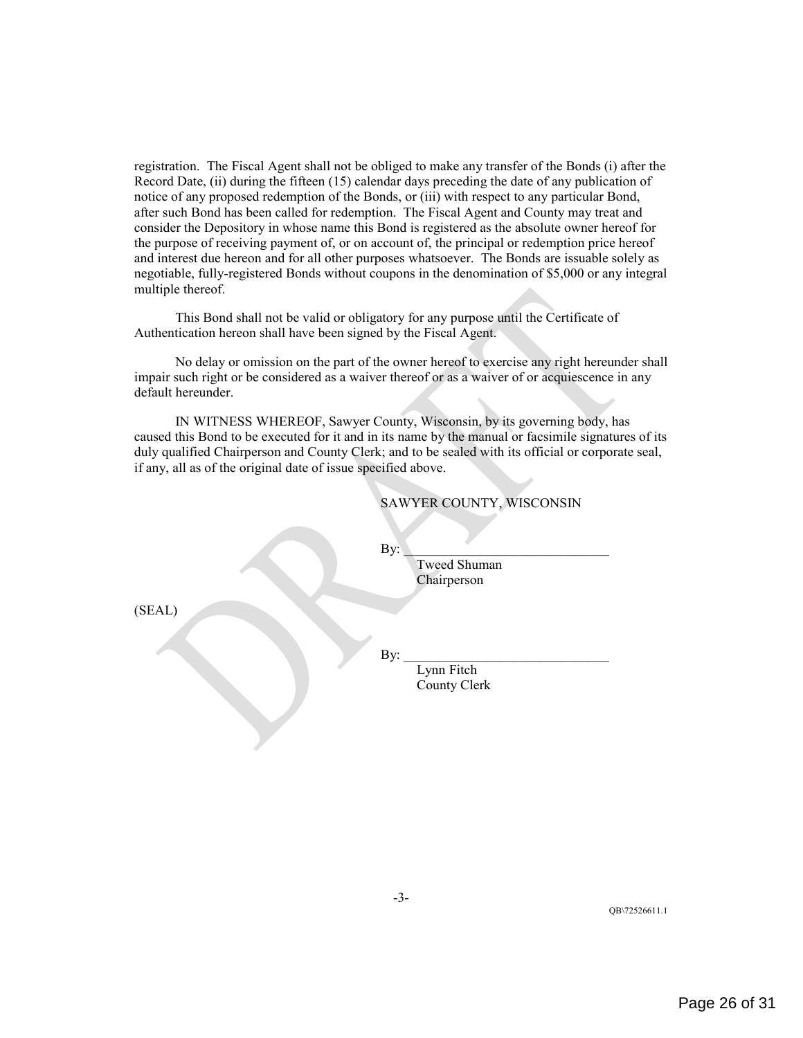registration. The Fiscal Agent shall not be obliged to make any transfer of the Bonds (i) after the Record Date, (ii) during the fifteen (15) calendar days preceding the date of any publication of notice of any proposed redemption of the Bonds, or (iii) with respect to any particular Bond, after such Bond has been called for redemption. The Fiscal Agent and County may treat and consider the Depository in whose name this Bond is registered as the absolute owner hereof for the purpose of receiving payment of, or on account of, the principal or redemption price hereof and interest due hereon and for all other purposes whatsoever. The Bonds are issuable solely as negotiable, fully-registered Bonds without coupons in the denomination of $5,000 or any integral multiple thereof.

This Bond shall not be valid or obligatory for any purpose until the Certificate of Authentication hereon shall have been signed by the Fiscal Agent.

No delay or omission on the part of the owner hereof to exercise any right hereunder shall impair such right or be considered as a waiver thereof or as a waiver of or acquiescence in any default hereunder.

IN WITNESS WHEREOF, Sawyer County, Wisconsin, by its governing body, has caused this Bond to be executed for it and in its name by the manual or facsimile signatures of its duly qualified Chairperson and County Clerk; and to be sealed with its official or corporate seal, if any, all as of the original date of issue specified above.

SAWYER COUNTY, WISCONSIN

By: ______________________________
Tweed Shuman
Chairperson

(SEAL)

By: ______________________________
Lynn Fitch
County Clerk

QB\72526611.1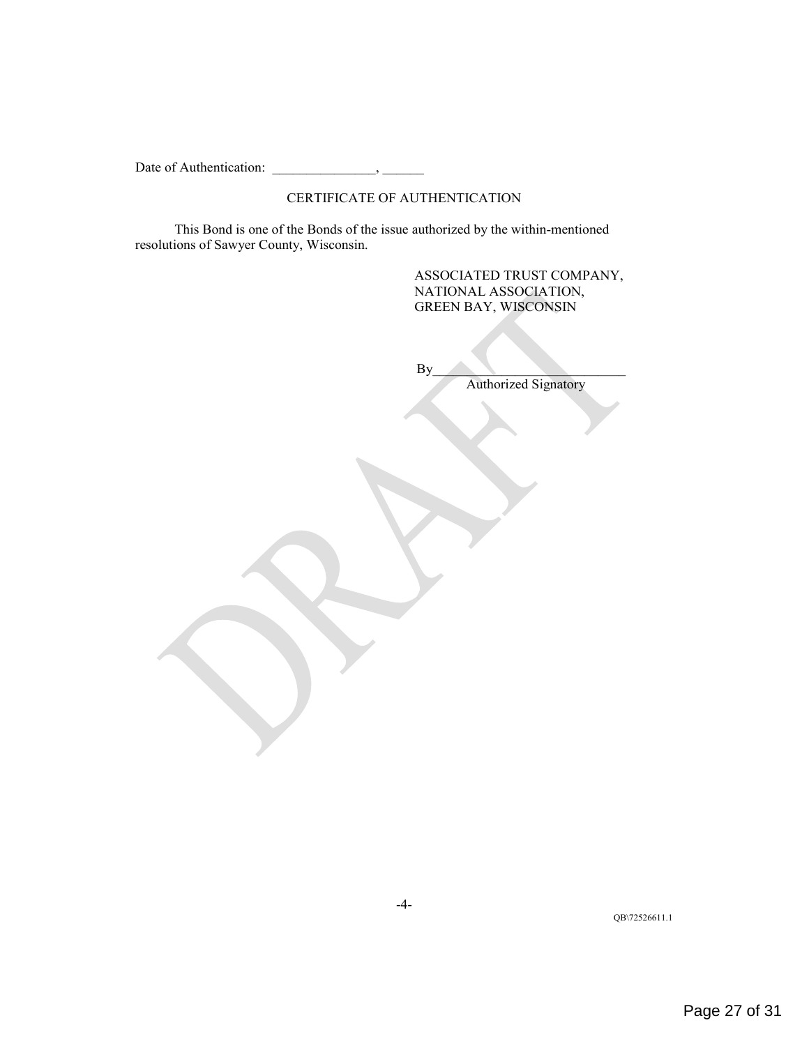Date of Authentication: _______________, ______

CERTIFICATE OF AUTHENTICATION

This Bond is one of the Bonds of the issue authorized by the within-mentioned resolutions of Sawyer County, Wisconsin.

ASSOCIATED TRUST COMPANY,
NATIONAL ASSOCIATION,
GREEN BAY, WISCONSIN

By____________________________
Authorized Signatory

QB\72526611.1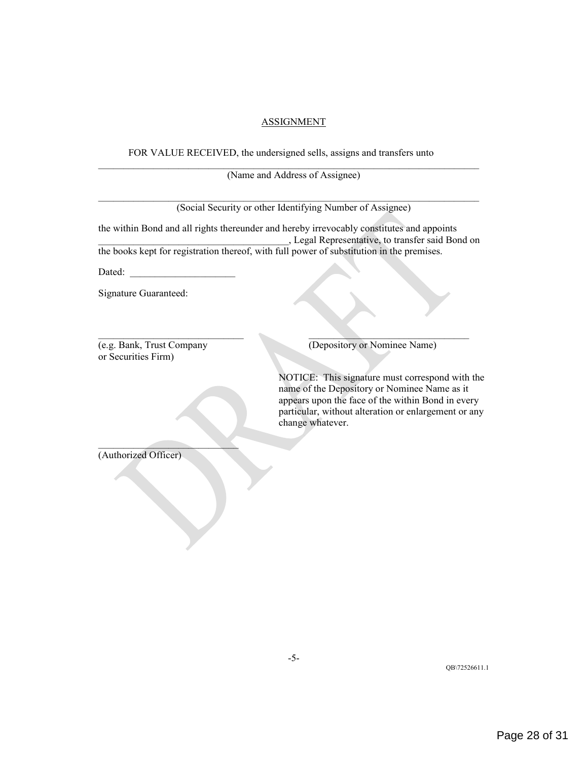ASSIGNMENT

FOR VALUE RECEIVED, the undersigned sells, assigns and transfers unto

\_\_\_\_\_\_\_\_\_\_\_\_\_\_\_\_\_\_\_\_\_\_\_\_\_\_\_\_\_\_\_\_\_\_\_\_\_\_\_\_\_\_\_\_\_\_\_\_\_\_\_\_\_\_\_\_\_\_\_\_\_\_\_\_\_\_\_\_\_\_\_\_

(Name and Address of Assignee)

\_\_\_\_\_\_\_\_\_\_\_\_\_\_\_\_\_\_\_\_\_\_\_\_\_\_\_\_\_\_\_\_\_\_\_\_\_\_\_\_\_\_\_\_\_\_\_\_\_\_\_\_\_\_\_\_\_\_\_\_\_\_\_\_\_\_\_\_\_\_\_\_

(Social Security or other Identifying Number of Assignee)

the within Bond and all rights thereunder and hereby irrevocably constitutes and appoints \_\_\_\_\_\_\_\_\_\_\_\_\_\_\_\_\_\_\_\_\_\_\_\_\_\_\_\_\_\_\_\_\_\_\_\_\_\_, Legal Representative, to transfer said Bond on the books kept for registration thereof, with full power of substitution in the premises.

Dated: \_\_\_\_\_\_\_\_\_\_\_\_\_\_\_\_\_\_\_\_\_

Signature Guaranteed:

\_\_\_\_\_\_\_\_\_\_\_\_\_\_\_\_\_\_\_\_\_\_\_\_\_\_\_\_\_\_
(e.g. Bank, Trust Company or Securities Firm)

\_\_\_\_\_\_\_\_\_\_\_\_\_\_\_\_\_\_\_\_\_\_\_\_\_\_\_\_\_\_\_\_\_\_
(Depository or Nominee Name)

NOTICE: This signature must correspond with the name of the Depository or Nominee Name as it appears upon the face of the within Bond in every particular, without alteration or enlargement or any change whatever.

\_\_\_\_\_\_\_\_\_\_\_\_\_\_\_\_\_\_\_\_\_\_\_\_\_\_\_\_\_\_
(Authorized Officer)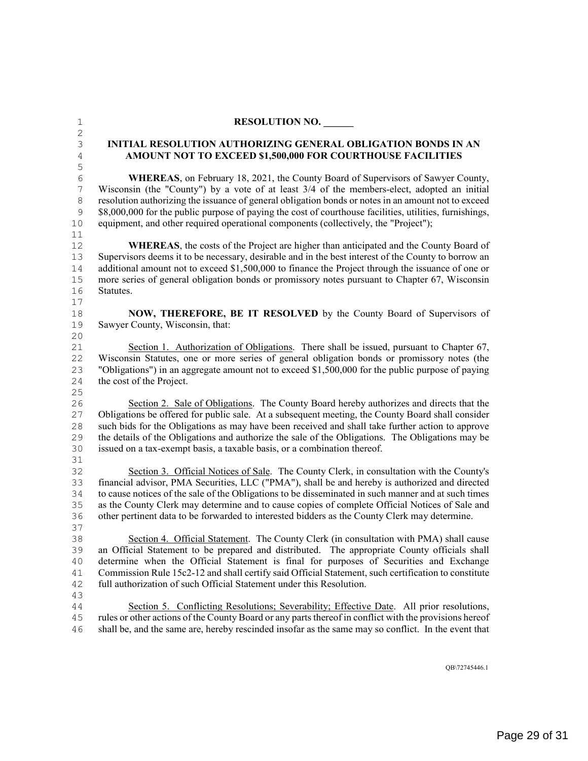**RESOLUTION NO. ______**

**INITIAL RESOLUTION AUTHORIZING GENERAL OBLIGATION BONDS IN AN AMOUNT NOT TO EXCEED $1,500,000 FOR COURTHOUSE FACILITIES**

**WHEREAS**, on February 18, 2021, the County Board of Supervisors of Sawyer County, Wisconsin (the "County") by a vote of at least 3/4 of the members-elect, adopted an initial resolution authorizing the issuance of general obligation bonds or notes in an amount not to exceed $8,000,000 for the public purpose of paying the cost of courthouse facilities, utilities, furnishings, equipment, and other required operational components (collectively, the "Project");

**WHEREAS**, the costs of the Project are higher than anticipated and the County Board of Supervisors deems it to be necessary, desirable and in the best interest of the County to borrow an additional amount not to exceed $1,500,000 to finance the Project through the issuance of one or more series of general obligation bonds or promissory notes pursuant to Chapter 67, Wisconsin Statutes.

**NOW, THEREFORE, BE IT RESOLVED** by the County Board of Supervisors of Sawyer County, Wisconsin, that:

Section 1. Authorization of Obligations. There shall be issued, pursuant to Chapter 67, Wisconsin Statutes, one or more series of general obligation bonds or promissory notes (the "Obligations") in an aggregate amount not to exceed $1,500,000 for the public purpose of paying the cost of the Project.

Section 2. Sale of Obligations. The County Board hereby authorizes and directs that the Obligations be offered for public sale. At a subsequent meeting, the County Board shall consider such bids for the Obligations as may have been received and shall take further action to approve the details of the Obligations and authorize the sale of the Obligations. The Obligations may be issued on a tax-exempt basis, a taxable basis, or a combination thereof.

Section 3. Official Notices of Sale. The County Clerk, in consultation with the County's financial advisor, PMA Securities, LLC ("PMA"), shall be and hereby is authorized and directed to cause notices of the sale of the Obligations to be disseminated in such manner and at such times as the County Clerk may determine and to cause copies of complete Official Notices of Sale and other pertinent data to be forwarded to interested bidders as the County Clerk may determine.

Section 4. Official Statement. The County Clerk (in consultation with PMA) shall cause an Official Statement to be prepared and distributed. The appropriate County officials shall determine when the Official Statement is final for purposes of Securities and Exchange Commission Rule 15c2-12 and shall certify said Official Statement, such certification to constitute full authorization of such Official Statement under this Resolution.

Section 5. Conflicting Resolutions; Severability; Effective Date. All prior resolutions, rules or other actions of the County Board or any parts thereof in conflict with the provisions hereof shall be, and the same are, hereby rescinded insofar as the same may so conflict. In the event that

QB\72745446.1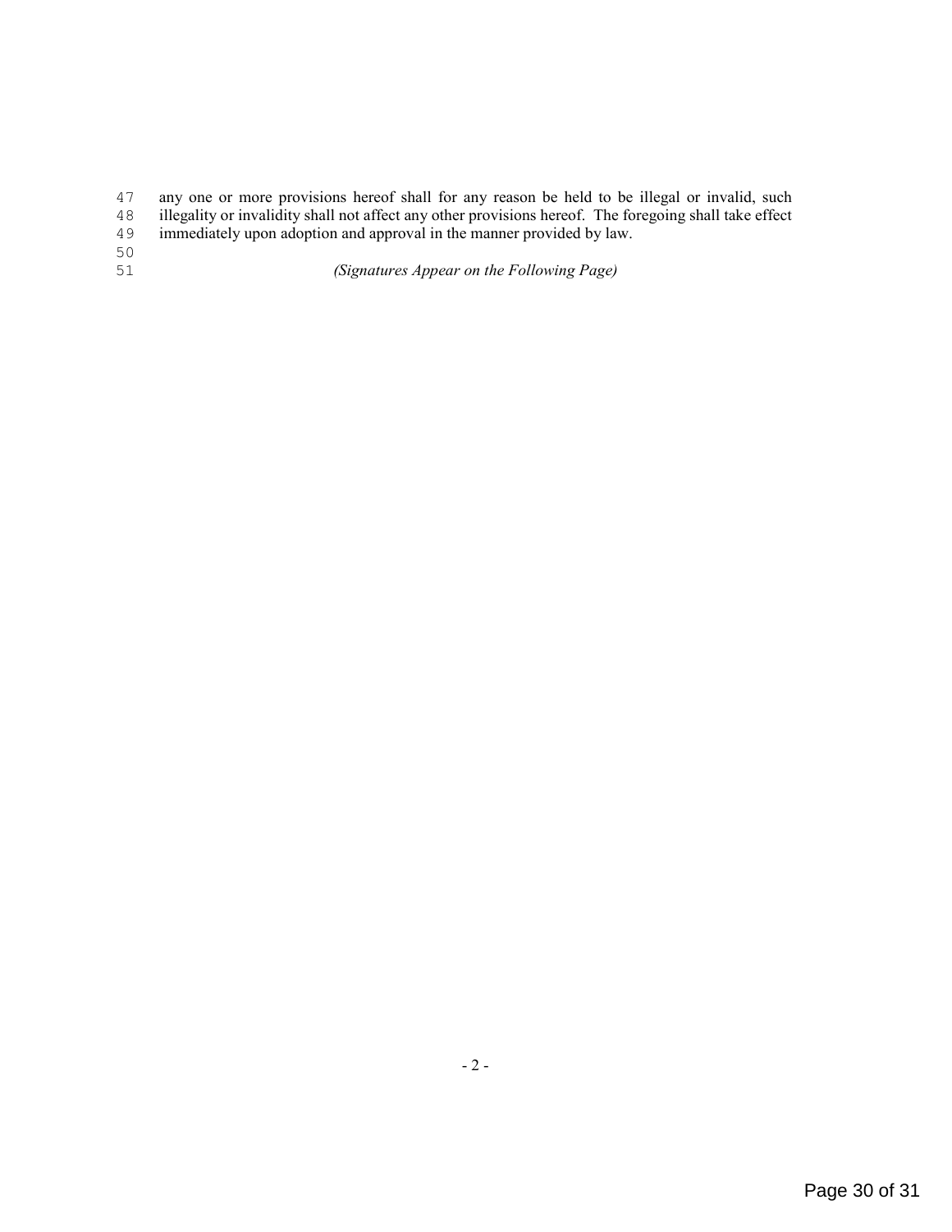any one or more provisions hereof shall for any reason be held to be illegal or invalid, such illegality or invalidity shall not affect any other provisions hereof. The foregoing shall take effect immediately upon adoption and approval in the manner provided by law.

*(Signatures Appear on the Following Page)*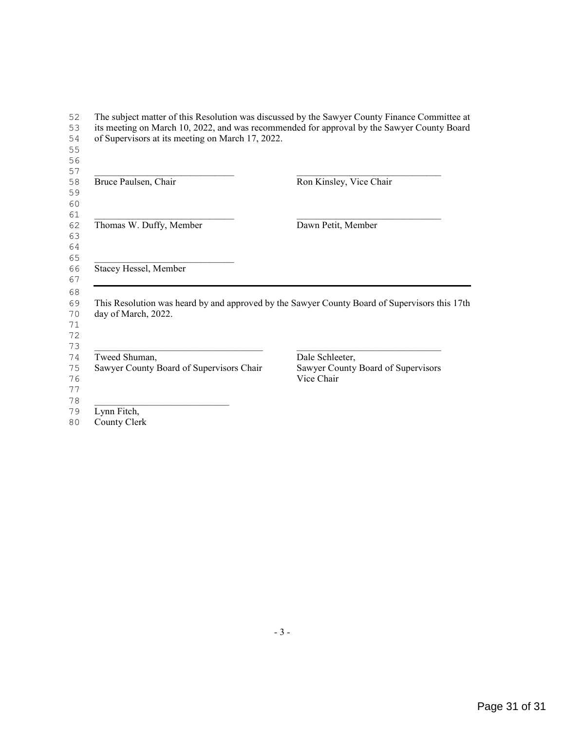The subject matter of this Resolution was discussed by the Sawyer County Finance Committee at its meeting on March 10, 2022, and was recommended for approval by the Sawyer County Board of Supervisors at its meeting on March 17, 2022.

______________________________
Bruce Paulsen, Chair

______________________________
Ron Kinsley, Vice Chair

______________________________
Thomas W. Duffy, Member

______________________________
Dawn Petit, Member

______________________________
Stacey Hessel, Member

---

This Resolution was heard by and approved by the Sawyer County Board of Supervisors this 17th day of March, 2022.

______________________________
Tweed Shuman,
Sawyer County Board of Supervisors Chair

______________________________
Dale Schleeter,
Sawyer County Board of Supervisors
Vice Chair

______________________________
Lynn Fitch,
County Clerk